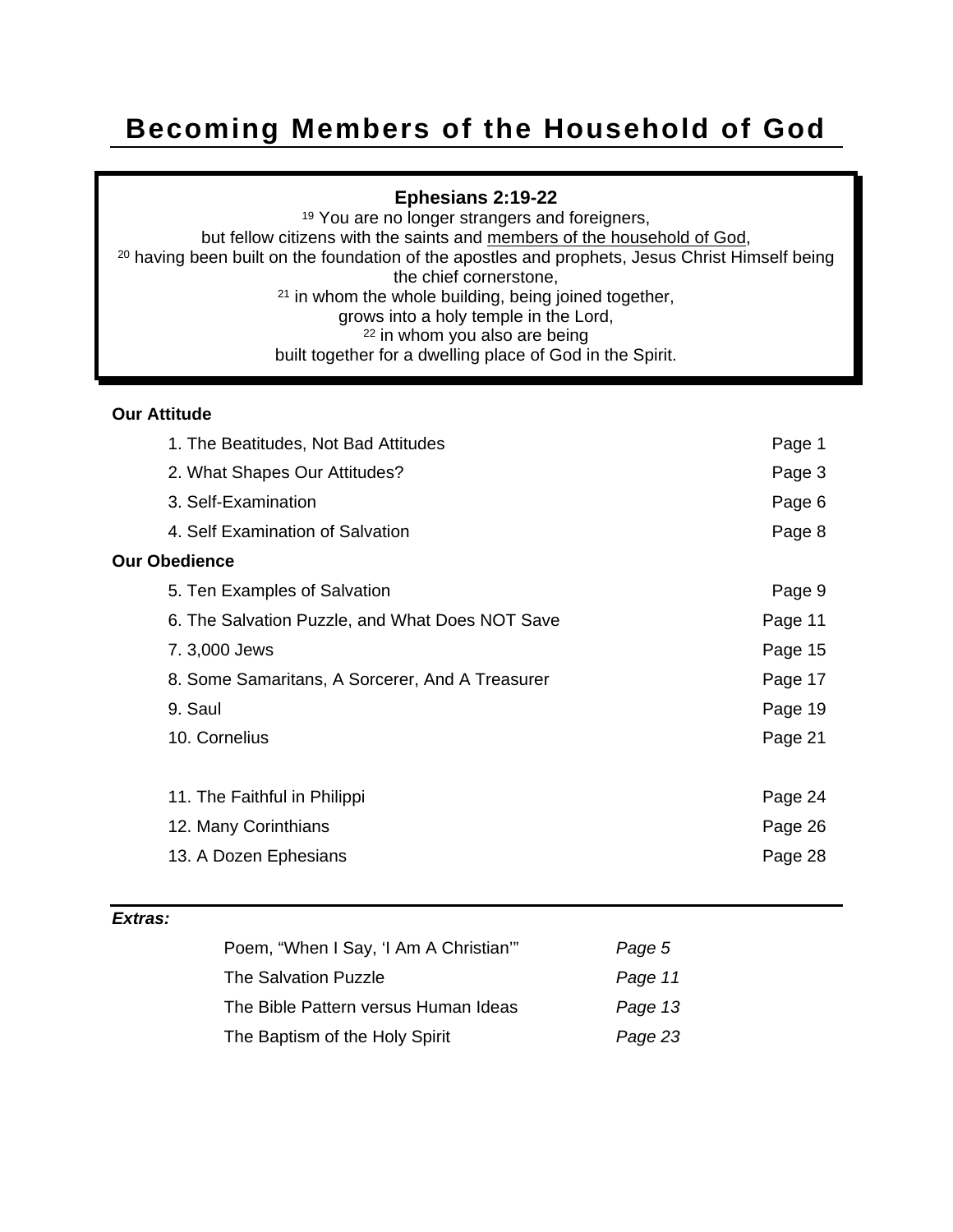# Becoming Members of the Household of God

**Ephesians 2:19-22**

[19] You are no longer strangers and foreigners,
but fellow citizens with the saints and members of the household of God,
[20] having been built on the foundation of the apostles and prophets, Jesus Christ Himself being the chief cornerstone,
[21] in whom the whole building, being joined together,
grows into a holy temple in the Lord,
[22] in whom you also are being
built together for a dwelling place of God in the Spirit.

**Our Attitude**

| | |
|---|---|
| 1. The Beatitudes, Not Bad Attitudes | Page 1 |
| 2. What Shapes Our Attitudes? | Page 3 |
| 3. Self-Examination | Page 6 |
| 4. Self Examination of Salvation | Page 8 |

**Our Obedience**

| | |
|---|---|
| 5. Ten Examples of Salvation | Page 9 |
| 6. The Salvation Puzzle, and What Does NOT Save | Page 11 |
| 7. 3,000 Jews | Page 15 |
| 8. Some Samaritans, A Sorcerer, And A Treasurer | Page 17 |
| 9. Saul | Page 19 |
| 10. Cornelius | Page 21 |
| 11. The Faithful in Philippi | Page 24 |
| 12. Many Corinthians | Page 26 |
| 13. A Dozen Ephesians | Page 28 |

***Extras:***

| | |
|---|---|
| Poem, "When I Say, 'I Am A Christian'" | *Page 5* |
| The Salvation Puzzle | *Page 11* |
| The Bible Pattern versus Human Ideas | *Page 13* |
| The Baptism of the Holy Spirit | *Page 23* |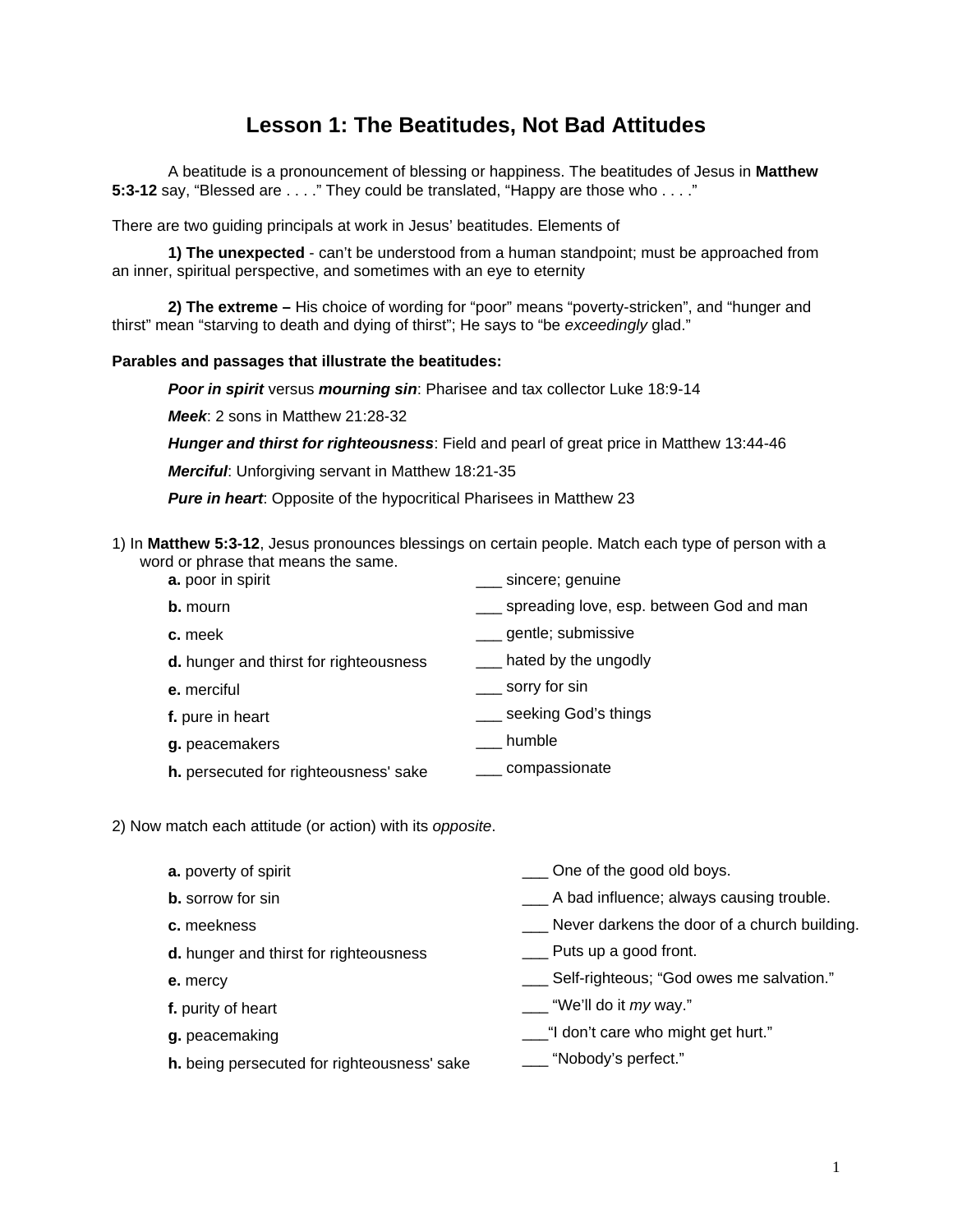# Lesson 1: The Beatitudes, Not Bad Attitudes

A beatitude is a pronouncement of blessing or happiness. The beatitudes of Jesus in **Matthew 5:3-12** say, "Blessed are . . . ." They could be translated, "Happy are those who . . . ."

There are two guiding principals at work in Jesus' beatitudes. Elements of

**1) The unexpected** - can't be understood from a human standpoint; must be approached from an inner, spiritual perspective, and sometimes with an eye to eternity

**2) The extreme –** His choice of wording for "poor" means "poverty-stricken", and "hunger and thirst" mean "starving to death and dying of thirst"; He says to "be *exceedingly* glad."

**Parables and passages that illustrate the beatitudes:**

***Poor in spirit*** versus ***mourning sin***: Pharisee and tax collector Luke 18:9-14

***Meek***: 2 sons in Matthew 21:28-32

***Hunger and thirst for righteousness***: Field and pearl of great price in Matthew 13:44-46

***Merciful***: Unforgiving servant in Matthew 18:21-35

***Pure in heart***: Opposite of the hypocritical Pharisees in Matthew 23

1) In **Matthew 5:3-12**, Jesus pronounces blessings on certain people. Match each type of person with a word or phrase that means the same.

| | |
|---|---|
| **a.** poor in spirit | ___ sincere; genuine |
| **b.** mourn | ___ spreading love, esp. between God and man |
| **c.** meek | ___ gentle; submissive |
| **d.** hunger and thirst for righteousness | ___ hated by the ungodly |
| **e.** merciful | ___ sorry for sin |
| **f.** pure in heart | ___ seeking God's things |
| **g.** peacemakers | ___ humble |
| **h.** persecuted for righteousness' sake | ___ compassionate |

2) Now match each attitude (or action) with its *opposite*.

| | |
|---|---|
| **a.** poverty of spirit | ___ One of the good old boys. |
| **b.** sorrow for sin | ___ A bad influence; always causing trouble. |
| **c.** meekness | ___ Never darkens the door of a church building. |
| **d.** hunger and thirst for righteousness | ___ Puts up a good front. |
| **e.** mercy | ___ Self-righteous; "God owes me salvation." |
| **f.** purity of heart | ___ "We'll do it *my* way." |
| **g.** peacemaking | ___"I don't care who might get hurt." |
| **h.** being persecuted for righteousness' sake | ___ "Nobody's perfect." |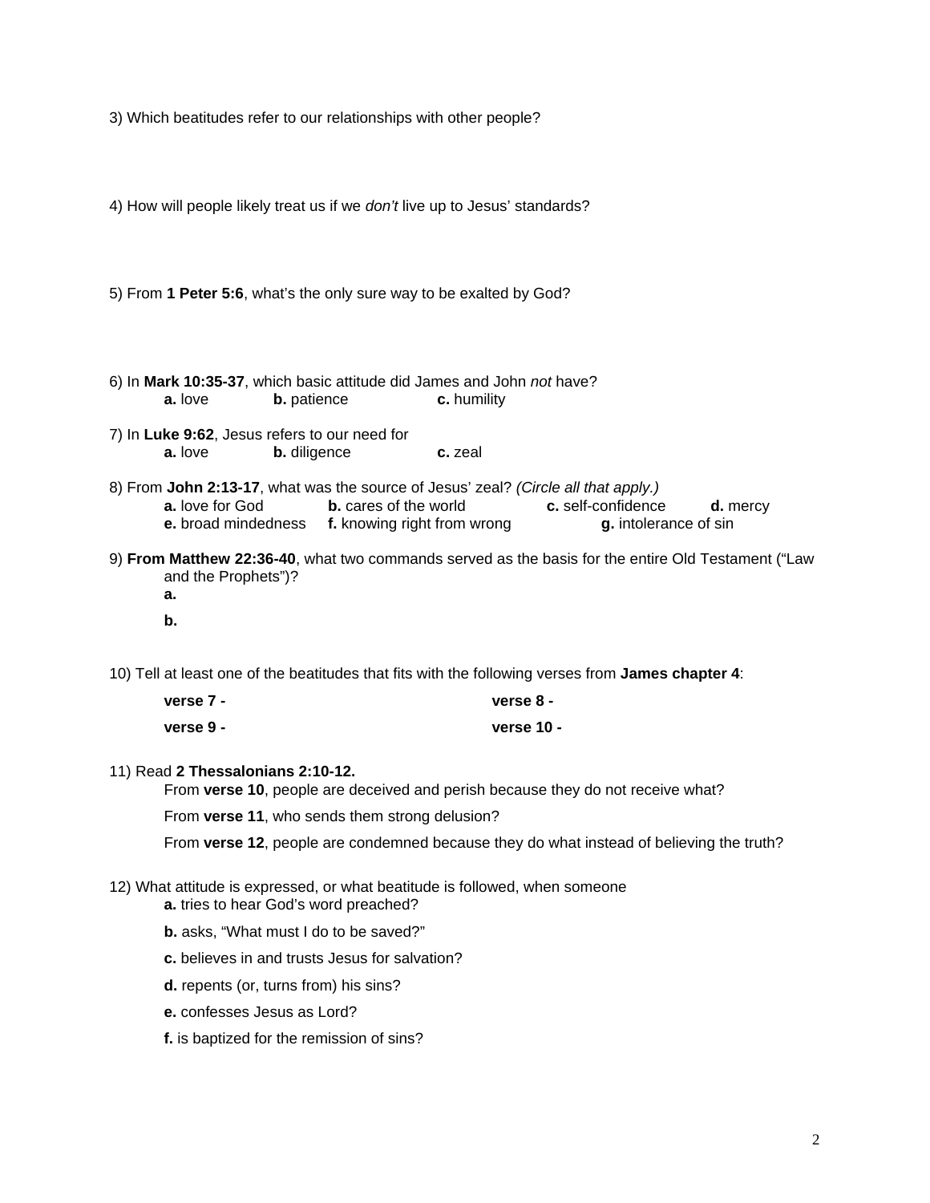3) Which beatitudes refer to our relationships with other people?

4) How will people likely treat us if we *don't* live up to Jesus' standards?

5) From **1 Peter 5:6**, what's the only sure way to be exalted by God?

6) In **Mark 10:35-37**, which basic attitude did James and John *not* have?

**a.** love **b.** patience **c.** humility

7) In **Luke 9:62**, Jesus refers to our need for

**a.** love **b.** diligence **c.** zeal

8) From **John 2:13-17**, what was the source of Jesus' zeal? *(Circle all that apply.)*

**a.** love for God **b.** cares of the world **c.** self-confidence **d.** mercy
**e.** broad mindedness **f.** knowing right from wrong **g.** intolerance of sin

9) **From Matthew 22:36-40**, what two commands served as the basis for the entire Old Testament ("Law and the Prophets")?

**a.**

**b.**

10) Tell at least one of the beatitudes that fits with the following verses from **James chapter 4**:

**verse 7 -** 

**verse 8 -**

**verse 9 -** 

**verse 10 -**

11) Read **2 Thessalonians 2:10-12.**

From **verse 10**, people are deceived and perish because they do not receive what?

From **verse 11**, who sends them strong delusion?

From **verse 12**, people are condemned because they do what instead of believing the truth?

12) What attitude is expressed, or what beatitude is followed, when someone

**a.** tries to hear God's word preached?

**b.** asks, "What must I do to be saved?"

**c.** believes in and trusts Jesus for salvation?

**d.** repents (or, turns from) his sins?

**e.** confesses Jesus as Lord?

**f.** is baptized for the remission of sins?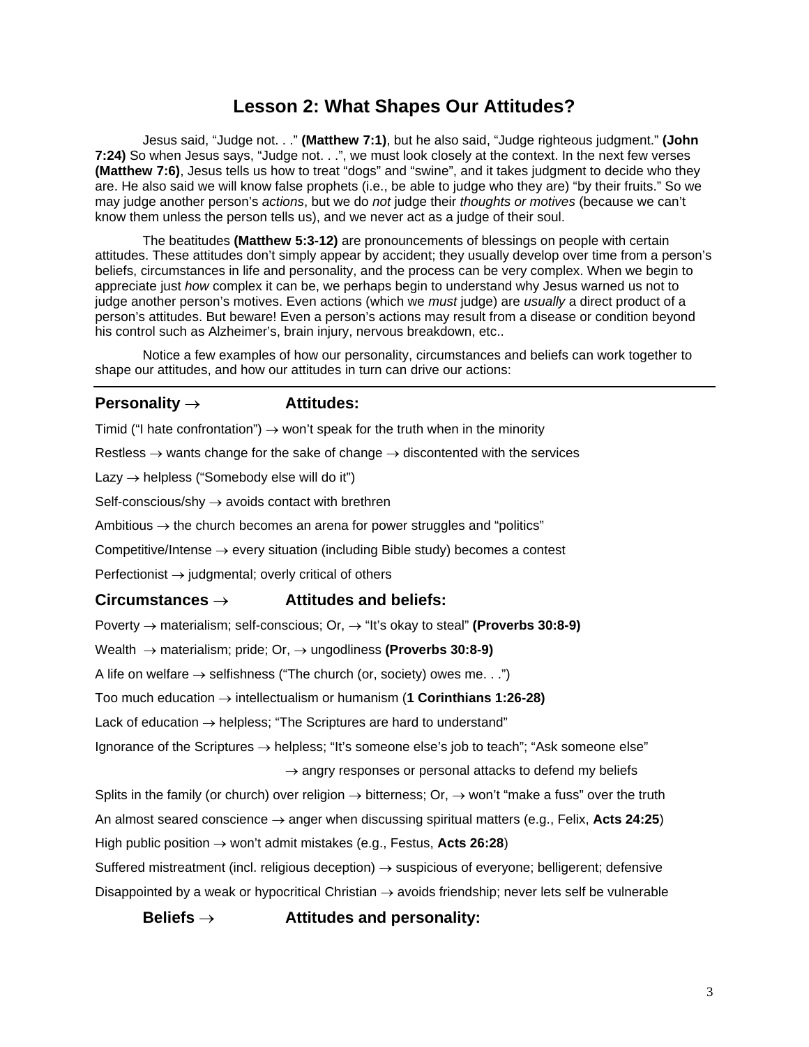# Lesson 2: What Shapes Our Attitudes?

Jesus said, “Judge not. . .” **(Matthew 7:1)**, but he also said, “Judge righteous judgment.” **(John 7:24)** So when Jesus says, “Judge not. . .”, we must look closely at the context. In the next few verses **(Matthew 7:6)**, Jesus tells us how to treat “dogs” and “swine”, and it takes judgment to decide who they are. He also said we will know false prophets (i.e., be able to judge who they are) “by their fruits.” So we may judge another person’s *actions*, but we do *not* judge their *thoughts or motives* (because we can’t know them unless the person tells us), and we never act as a judge of their soul.

The beatitudes **(Matthew 5:3-12)** are pronouncements of blessings on people with certain attitudes. These attitudes don’t simply appear by accident; they usually develop over time from a person’s beliefs, circumstances in life and personality, and the process can be very complex. When we begin to appreciate just *how* complex it can be, we perhaps begin to understand why Jesus warned us not to judge another person’s motives. Even actions (which we *must* judge) are *usually* a direct product of a person’s attitudes. But beware! Even a person’s actions may result from a disease or condition beyond his control such as Alzheimer’s, brain injury, nervous breakdown, etc..

Notice a few examples of how our personality, circumstances and beliefs can work together to shape our attitudes, and how our attitudes in turn can drive our actions:

---

### Personality → Attitudes:

Timid (“I hate confrontation”) → won’t speak for the truth when in the minority

Restless → wants change for the sake of change → discontented with the services

Lazy → helpless (“Somebody else will do it”)

Self-conscious/shy → avoids contact with brethren

Ambitious → the church becomes an arena for power struggles and “politics”

Competitive/Intense → every situation (including Bible study) becomes a contest

Perfectionist → judgmental; overly critical of others

### Circumstances → Attitudes and beliefs:

Poverty → materialism; self-conscious; Or, → “It’s okay to steal” **(Proverbs 30:8-9)**

Wealth → materialism; pride; Or, → ungodliness **(Proverbs 30:8-9)**

A life on welfare → selfishness (“The church (or, society) owes me. . .”)

Too much education → intellectualism or humanism (**1 Corinthians 1:26-28)**

Lack of education → helpless; “The Scriptures are hard to understand”

Ignorance of the Scriptures → helpless; “It’s someone else’s job to teach”; “Ask someone else”

→ angry responses or personal attacks to defend my beliefs

Splits in the family (or church) over religion → bitterness; Or, → won’t “make a fuss” over the truth

An almost seared conscience → anger when discussing spiritual matters (e.g., Felix, **Acts 24:25**)

High public position → won’t admit mistakes (e.g., Festus, **Acts 26:28**)

Suffered mistreatment (incl. religious deception) → suspicious of everyone; belligerent; defensive

Disappointed by a weak or hypocritical Christian → avoids friendship; never lets self be vulnerable

### Beliefs → Attitudes and personality: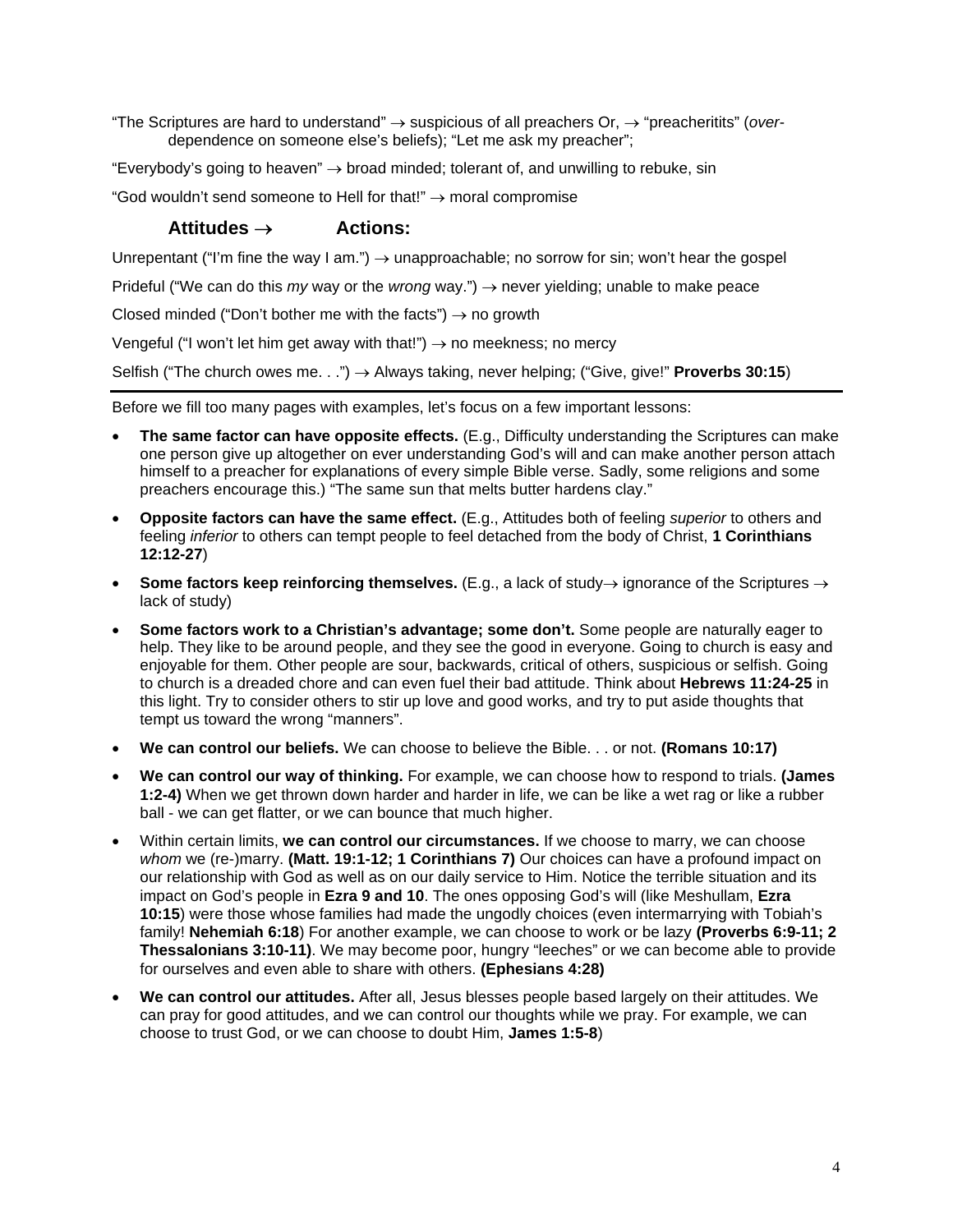"The Scriptures are hard to understand" → suspicious of all preachers Or, → "preacheritits" (*over*-dependence on someone else's beliefs); "Let me ask my preacher";

"Everybody's going to heaven" → broad minded; tolerant of, and unwilling to rebuke, sin

"God wouldn't send someone to Hell for that!" → moral compromise

### Attitudes → Actions:

Unrepentant ("I'm fine the way I am.") → unapproachable; no sorrow for sin; won't hear the gospel

Prideful ("We can do this *my* way or the *wrong* way.") → never yielding; unable to make peace

Closed minded ("Don't bother me with the facts") → no growth

Vengeful ("I won't let him get away with that!") → no meekness; no mercy

Selfish ("The church owes me. . .") → Always taking, never helping; ("Give, give!" **Proverbs 30:15**)

---

Before we fill too many pages with examples, let's focus on a few important lessons:

- **The same factor can have opposite effects.** (E.g., Difficulty understanding the Scriptures can make one person give up altogether on ever understanding God's will and can make another person attach himself to a preacher for explanations of every simple Bible verse. Sadly, some religions and some preachers encourage this.) "The same sun that melts butter hardens clay."
- **Opposite factors can have the same effect.** (E.g., Attitudes both of feeling *superior* to others and feeling *inferior* to others can tempt people to feel detached from the body of Christ, **1 Corinthians 12:12-27**)
- **Some factors keep reinforcing themselves.** (E.g., a lack of study→ ignorance of the Scriptures → lack of study)
- **Some factors work to a Christian's advantage; some don't.** Some people are naturally eager to help. They like to be around people, and they see the good in everyone. Going to church is easy and enjoyable for them. Other people are sour, backwards, critical of others, suspicious or selfish. Going to church is a dreaded chore and can even fuel their bad attitude. Think about **Hebrews 11:24-25** in this light. Try to consider others to stir up love and good works, and try to put aside thoughts that tempt us toward the wrong "manners".
- **We can control our beliefs.** We can choose to believe the Bible. . . or not. **(Romans 10:17)**
- **We can control our way of thinking.** For example, we can choose how to respond to trials. **(James 1:2-4)** When we get thrown down harder and harder in life, we can be like a wet rag or like a rubber ball - we can get flatter, or we can bounce that much higher.
- Within certain limits, **we can control our circumstances.** If we choose to marry, we can choose *whom* we (re-)marry. **(Matt. 19:1-12; 1 Corinthians 7)** Our choices can have a profound impact on our relationship with God as well as on our daily service to Him. Notice the terrible situation and its impact on God's people in **Ezra 9 and 10**. The ones opposing God's will (like Meshullam, **Ezra 10:15**) were those whose families had made the ungodly choices (even intermarrying with Tobiah's family! **Nehemiah 6:18**) For another example, we can choose to work or be lazy **(Proverbs 6:9-11; 2 Thessalonians 3:10-11)**. We may become poor, hungry "leeches" or we can become able to provide for ourselves and even able to share with others. **(Ephesians 4:28)**
- **We can control our attitudes.** After all, Jesus blesses people based largely on their attitudes. We can pray for good attitudes, and we can control our thoughts while we pray. For example, we can choose to trust God, or we can choose to doubt Him, **James 1:5-8**)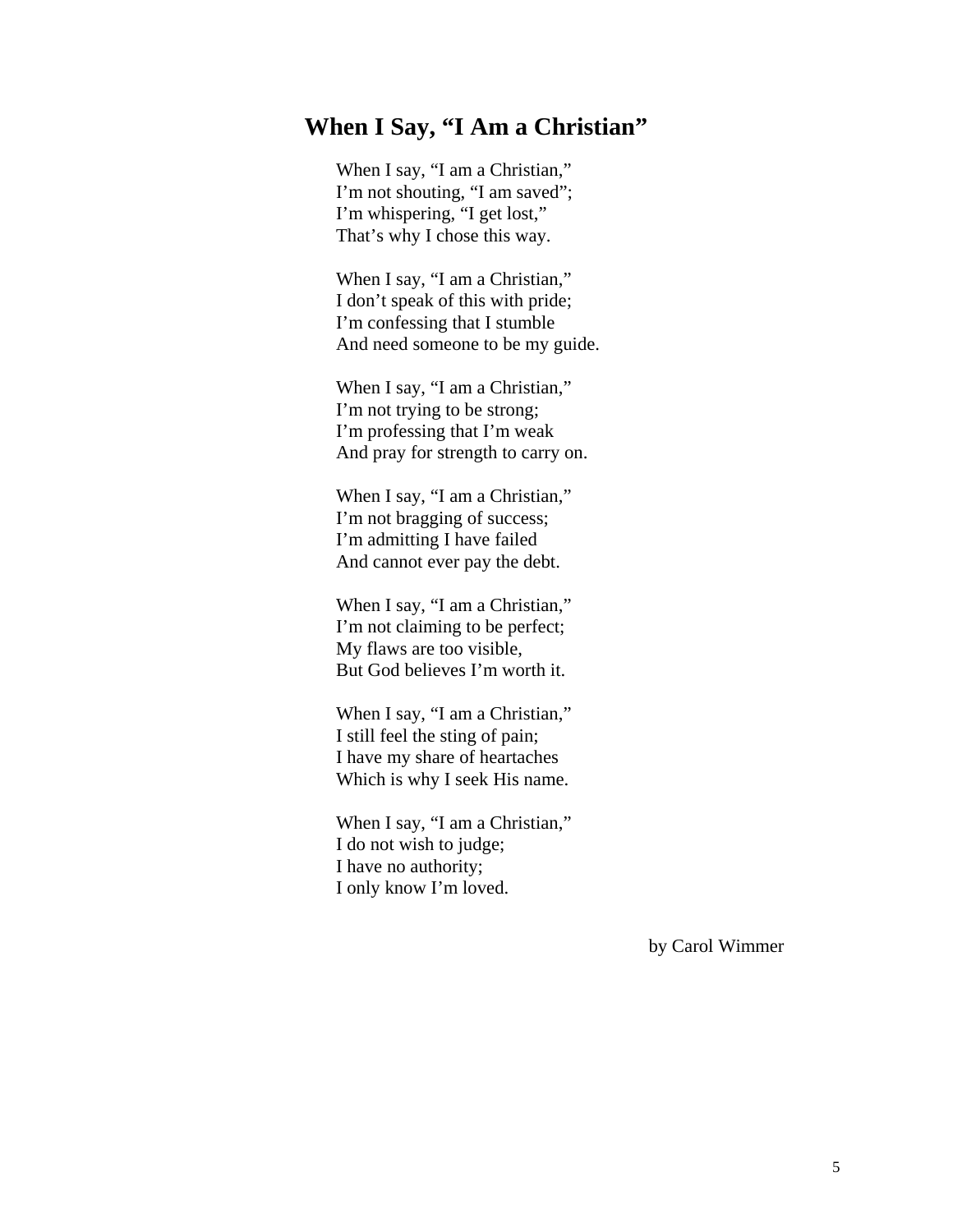## When I Say, "I Am a Christian"

When I say, "I am a Christian,"  
I'm not shouting, "I am saved";  
I'm whispering, "I get lost,"  
That's why I chose this way.

When I say, "I am a Christian,"  
I don't speak of this with pride;  
I'm confessing that I stumble  
And need someone to be my guide.

When I say, "I am a Christian,"  
I'm not trying to be strong;  
I'm professing that I'm weak  
And pray for strength to carry on.

When I say, "I am a Christian,"  
I'm not bragging of success;  
I'm admitting I have failed  
And cannot ever pay the debt.

When I say, "I am a Christian,"  
I'm not claiming to be perfect;  
My flaws are too visible,  
But God believes I'm worth it.

When I say, "I am a Christian,"  
I still feel the sting of pain;  
I have my share of heartaches  
Which is why I seek His name.

When I say, "I am a Christian,"  
I do not wish to judge;  
I have no authority;  
I only know I'm loved.

by Carol Wimmer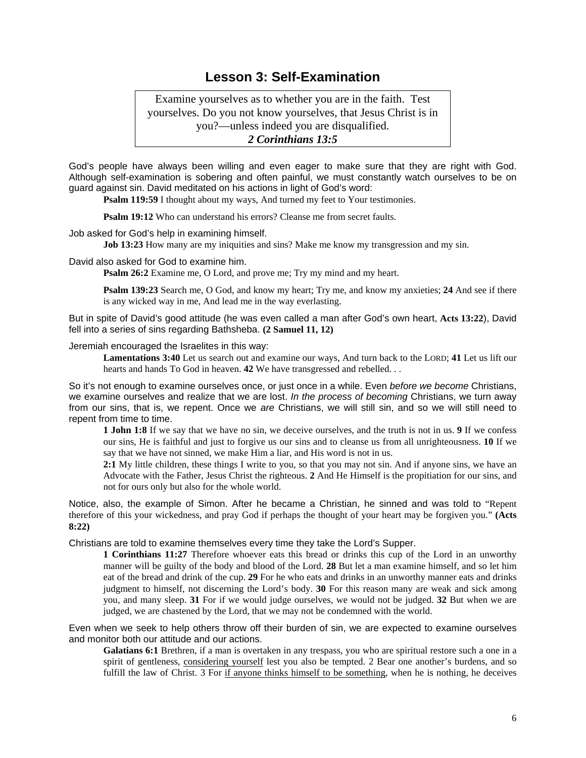## Lesson 3: Self-Examination

> Examine yourselves as to whether you are in the faith. Test yourselves. Do you not know yourselves, that Jesus Christ is in you?—unless indeed you are disqualified.
> ***2 Corinthians 13:5***

God's people have always been willing and even eager to make sure that they are right with God. Although self-examination is sobering and often painful, we must constantly watch ourselves to be on guard against sin. David meditated on his actions in light of God's word:

> **Psalm 119:59** I thought about my ways, And turned my feet to Your testimonies.
>
> **Psalm 19:12** Who can understand his errors? Cleanse me from secret faults.

Job asked for God's help in examining himself.

> **Job 13:23** How many are my iniquities and sins? Make me know my transgression and my sin.

David also asked for God to examine him.

> **Psalm 26:2** Examine me, O Lord, and prove me; Try my mind and my heart.
>
> **Psalm 139:23** Search me, O God, and know my heart; Try me, and know my anxieties; **24** And see if there is any wicked way in me, And lead me in the way everlasting.

But in spite of David's good attitude (he was even called a man after God's own heart, **Acts 13:22**), David fell into a series of sins regarding Bathsheba. **(2 Samuel 11, 12)**

Jeremiah encouraged the Israelites in this way:

> **Lamentations 3:40** Let us search out and examine our ways, And turn back to the LORD; **41** Let us lift our hearts and hands To God in heaven. **42** We have transgressed and rebelled. . .

So it's not enough to examine ourselves once, or just once in a while. Even *before we become* Christians, we examine ourselves and realize that we are lost. *In the process of becoming* Christians, we turn away from our sins, that is, we repent. Once we *are* Christians, we will still sin, and so we will still need to repent from time to time.

> **1 John 1:8** If we say that we have no sin, we deceive ourselves, and the truth is not in us. **9** If we confess our sins, He is faithful and just to forgive us our sins and to cleanse us from all unrighteousness. **10** If we say that we have not sinned, we make Him a liar, and His word is not in us.
>
> **2:1** My little children, these things I write to you, so that you may not sin. And if anyone sins, we have an Advocate with the Father, Jesus Christ the righteous. **2** And He Himself is the propitiation for our sins, and not for ours only but also for the whole world.

Notice, also, the example of Simon. After he became a Christian, he sinned and was told to "Repent therefore of this your wickedness, and pray God if perhaps the thought of your heart may be forgiven you." **(Acts 8:22)**

Christians are told to examine themselves every time they take the Lord's Supper.

> **1 Corinthians 11:27** Therefore whoever eats this bread or drinks this cup of the Lord in an unworthy manner will be guilty of the body and blood of the Lord. **28** But let a man examine himself, and so let him eat of the bread and drink of the cup. **29** For he who eats and drinks in an unworthy manner eats and drinks judgment to himself, not discerning the Lord's body. **30** For this reason many are weak and sick among you, and many sleep. **31** For if we would judge ourselves, we would not be judged. **32** But when we are judged, we are chastened by the Lord, that we may not be condemned with the world.

Even when we seek to help others throw off their burden of sin, we are expected to examine ourselves and monitor both our attitude and our actions.

> **Galatians 6:1** Brethren, if a man is overtaken in any trespass, you who are spiritual restore such a one in a spirit of gentleness, <u>considering yourself</u> lest you also be tempted. 2 Bear one another's burdens, and so fulfill the law of Christ. 3 For <u>if anyone thinks himself to be something</u>, when he is nothing, he deceives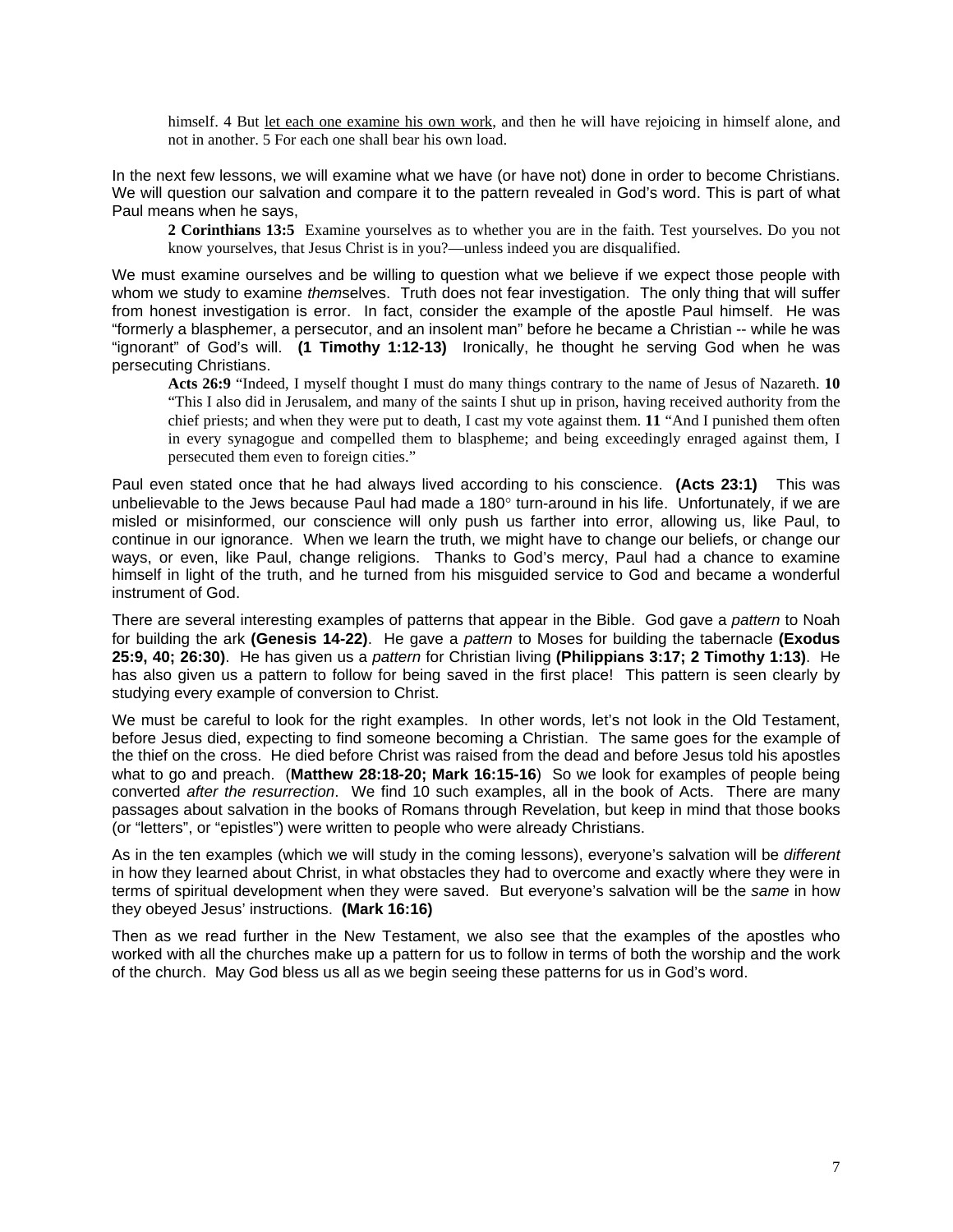> himself. 4 But <u>let each one examine his own work</u>, and then he will have rejoicing in himself alone, and not in another. 5 For each one shall bear his own load.

In the next few lessons, we will examine what we have (or have not) done in order to become Christians. We will question our salvation and compare it to the pattern revealed in God's word. This is part of what Paul means when he says,

> **2 Corinthians 13:5** Examine yourselves as to whether you are in the faith. Test yourselves. Do you not know yourselves, that Jesus Christ is in you?—unless indeed you are disqualified.

We must examine ourselves and be willing to question what we believe if we expect those people with whom we study to examine *them*selves. Truth does not fear investigation. The only thing that will suffer from honest investigation is error. In fact, consider the example of the apostle Paul himself. He was "formerly a blasphemer, a persecutor, and an insolent man" before he became a Christian -- while he was "ignorant" of God's will. **(1 Timothy 1:12-13)** Ironically, he thought he serving God when he was persecuting Christians.

> **Acts 26:9** "Indeed, I myself thought I must do many things contrary to the name of Jesus of Nazareth. **10** "This I also did in Jerusalem, and many of the saints I shut up in prison, having received authority from the chief priests; and when they were put to death, I cast my vote against them. **11** "And I punished them often in every synagogue and compelled them to blaspheme; and being exceedingly enraged against them, I persecuted them even to foreign cities."

Paul even stated once that he had always lived according to his conscience. **(Acts 23:1)** This was unbelievable to the Jews because Paul had made a 180° turn-around in his life. Unfortunately, if we are misled or misinformed, our conscience will only push us farther into error, allowing us, like Paul, to continue in our ignorance. When we learn the truth, we might have to change our beliefs, or change our ways, or even, like Paul, change religions. Thanks to God's mercy, Paul had a chance to examine himself in light of the truth, and he turned from his misguided service to God and became a wonderful instrument of God.

There are several interesting examples of patterns that appear in the Bible. God gave a *pattern* to Noah for building the ark **(Genesis 14-22)**. He gave a *pattern* to Moses for building the tabernacle **(Exodus 25:9, 40; 26:30)**. He has given us a *pattern* for Christian living **(Philippians 3:17; 2 Timothy 1:13)**. He has also given us a pattern to follow for being saved in the first place! This pattern is seen clearly by studying every example of conversion to Christ.

We must be careful to look for the right examples. In other words, let's not look in the Old Testament, before Jesus died, expecting to find someone becoming a Christian. The same goes for the example of the thief on the cross. He died before Christ was raised from the dead and before Jesus told his apostles what to go and preach. (**Matthew 28:18-20; Mark 16:15-16**) So we look for examples of people being converted *after the resurrection*. We find 10 such examples, all in the book of Acts. There are many passages about salvation in the books of Romans through Revelation, but keep in mind that those books (or "letters", or "epistles") were written to people who were already Christians.

As in the ten examples (which we will study in the coming lessons), everyone's salvation will be *different* in how they learned about Christ, in what obstacles they had to overcome and exactly where they were in terms of spiritual development when they were saved. But everyone's salvation will be the *same* in how they obeyed Jesus' instructions. **(Mark 16:16)**

Then as we read further in the New Testament, we also see that the examples of the apostles who worked with all the churches make up a pattern for us to follow in terms of both the worship and the work of the church. May God bless us all as we begin seeing these patterns for us in God's word.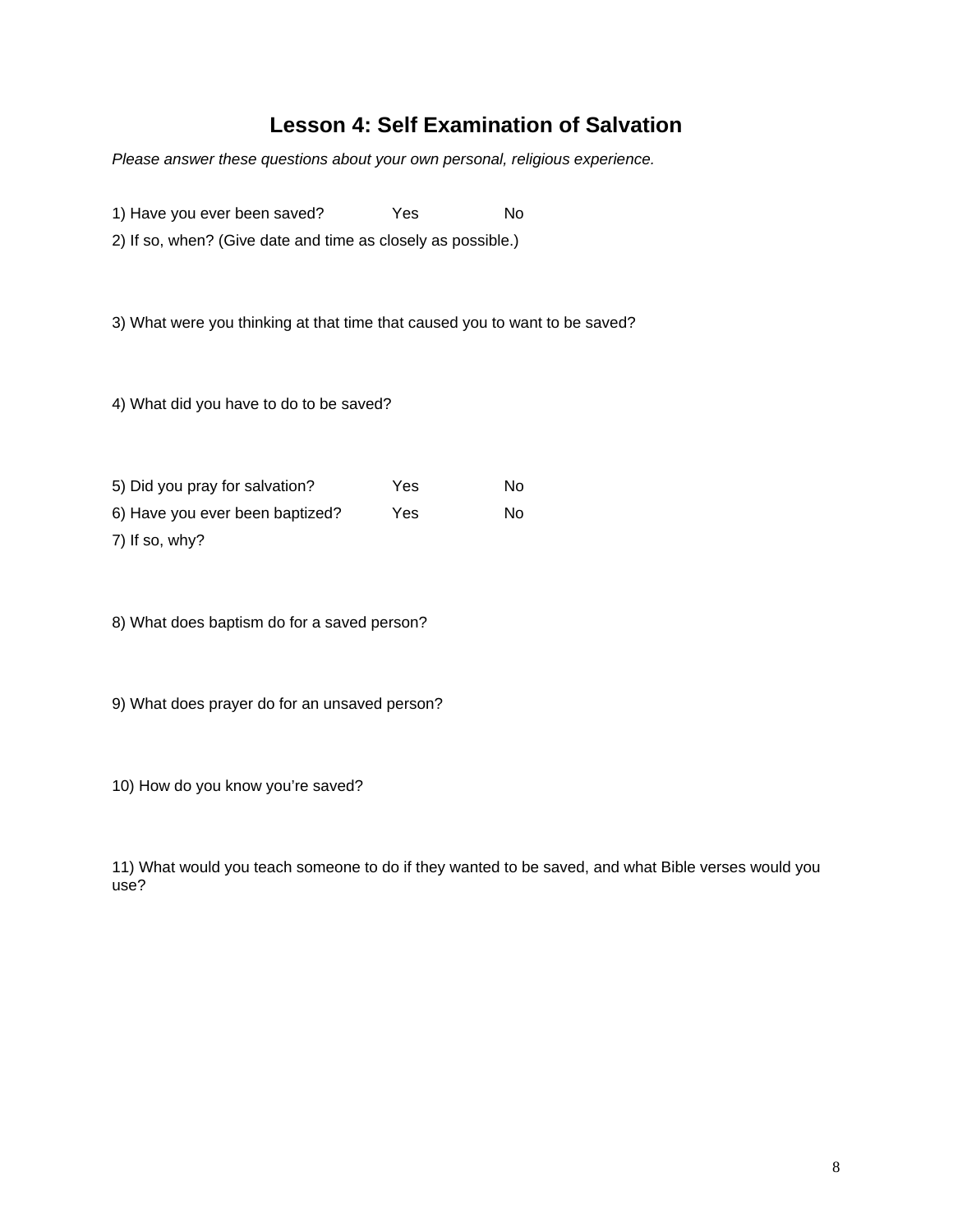# Lesson 4: Self Examination of Salvation

*Please answer these questions about your own personal, religious experience.*

1) Have you ever been saved? Yes No

2) If so, when? (Give date and time as closely as possible.)

3) What were you thinking at that time that caused you to want to be saved?

4) What did you have to do to be saved?

5) Did you pray for salvation? Yes No

6) Have you ever been baptized? Yes No

7) If so, why?

8) What does baptism do for a saved person?

9) What does prayer do for an unsaved person?

10) How do you know you're saved?

11) What would you teach someone to do if they wanted to be saved, and what Bible verses would you use?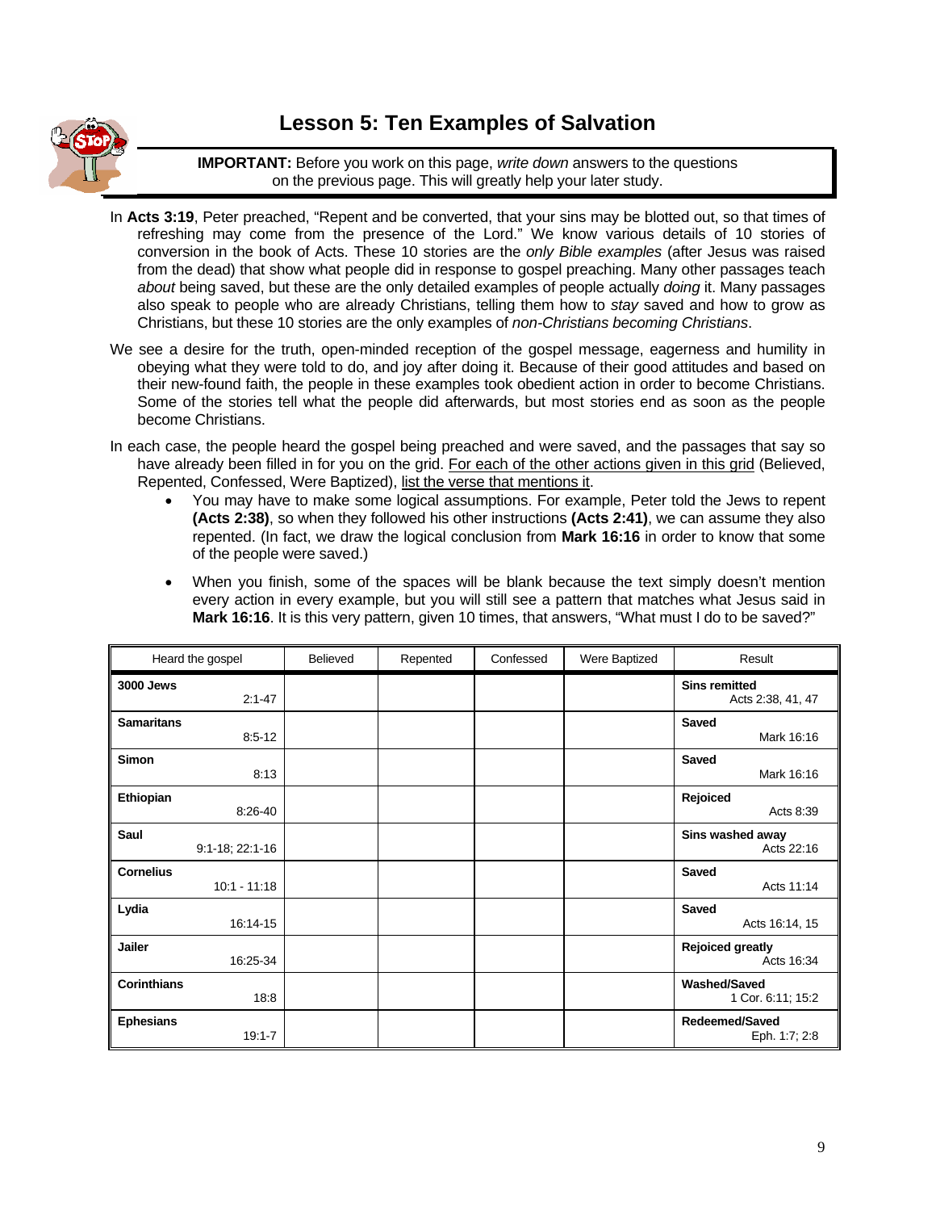# Lesson 5: Ten Examples of Salvation

**IMPORTANT:** Before you work on this page, *write down* answers to the questions on the previous page. This will greatly help your later study.

In **Acts 3:19**, Peter preached, "Repent and be converted, that your sins may be blotted out, so that times of refreshing may come from the presence of the Lord." We know various details of 10 stories of conversion in the book of Acts. These 10 stories are the *only Bible examples* (after Jesus was raised from the dead) that show what people did in response to gospel preaching. Many other passages teach *about* being saved, but these are the only detailed examples of people actually *doing* it. Many passages also speak to people who are already Christians, telling them how to *stay* saved and how to grow as Christians, but these 10 stories are the only examples of *non-Christians becoming Christians*.

We see a desire for the truth, open-minded reception of the gospel message, eagerness and humility in obeying what they were told to do, and joy after doing it. Because of their good attitudes and based on their new-found faith, the people in these examples took obedient action in order to become Christians. Some of the stories tell what the people did afterwards, but most stories end as soon as the people become Christians.

In each case, the people heard the gospel being preached and were saved, and the passages that say so have already been filled in for you on the grid. For each of the other actions given in this grid (Believed, Repented, Confessed, Were Baptized), list the verse that mentions it.

- You may have to make some logical assumptions. For example, Peter told the Jews to repent **(Acts 2:38)**, so when they followed his other instructions **(Acts 2:41)**, we can assume they also repented. (In fact, we draw the logical conclusion from **Mark 16:16** in order to know that some of the people were saved.)
- When you finish, some of the spaces will be blank because the text simply doesn't mention every action in every example, but you will still see a pattern that matches what Jesus said in **Mark 16:16**. It is this very pattern, given 10 times, that answers, "What must I do to be saved?"

| Heard the gospel | Believed | Repented | Confessed | Were Baptized | Result |
|---|---|---|---|---|---|
| **3000 Jews** 2:1-47 | | | | | **Sins remitted** Acts 2:38, 41, 47 |
| **Samaritans** 8:5-12 | | | | | **Saved** Mark 16:16 |
| **Simon** 8:13 | | | | | **Saved** Mark 16:16 |
| **Ethiopian** 8:26-40 | | | | | **Rejoiced** Acts 8:39 |
| **Saul** 9:1-18; 22:1-16 | | | | | **Sins washed away** Acts 22:16 |
| **Cornelius** 10:1 - 11:18 | | | | | **Saved** Acts 11:14 |
| **Lydia** 16:14-15 | | | | | **Saved** Acts 16:14, 15 |
| **Jailer** 16:25-34 | | | | | **Rejoiced greatly** Acts 16:34 |
| **Corinthians** 18:8 | | | | | **Washed/Saved** 1 Cor. 6:11; 15:2 |
| **Ephesians** 19:1-7 | | | | | **Redeemed/Saved** Eph. 1:7; 2:8 |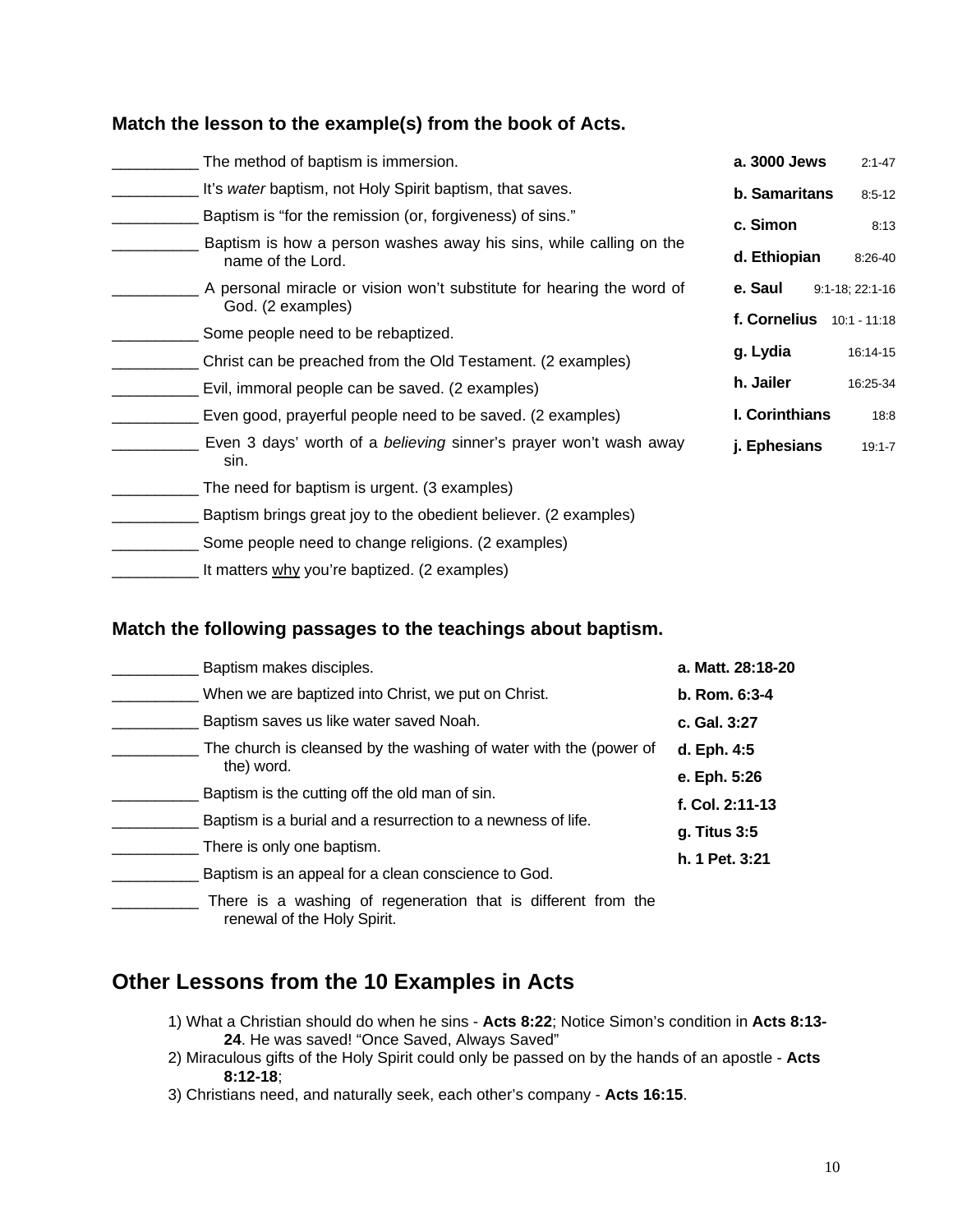### Match the lesson to the example(s) from the book of Acts.

__________ The method of baptism is immersion.
__________ It's *water* baptism, not Holy Spirit baptism, that saves.
__________ Baptism is "for the remission (or, forgiveness) of sins."
__________ Baptism is how a person washes away his sins, while calling on the name of the Lord.
__________ A personal miracle or vision won't substitute for hearing the word of God. (2 examples)
__________ Some people need to be rebaptized.
__________ Christ can be preached from the Old Testament. (2 examples)
__________ Evil, immoral people can be saved. (2 examples)
__________ Even good, prayerful people need to be saved. (2 examples)
__________ Even 3 days' worth of a *believing* sinner's prayer won't wash away sin.
__________ The need for baptism is urgent. (3 examples)
__________ Baptism brings great joy to the obedient believer. (2 examples)
__________ Some people need to change religions. (2 examples)
__________ It matters why you're baptized. (2 examples)

**a. 3000 Jews** 2:1-47
**b. Samaritans** 8:5-12
**c. Simon** 8:13
**d. Ethiopian** 8:26-40
**e. Saul** 9:1-18; 22:1-16
**f. Cornelius** 10:1 - 11:18
**g. Lydia** 16:14-15
**h. Jailer** 16:25-34
**I. Corinthians** 18:8
**j. Ephesians** 19:1-7

### Match the following passages to the teachings about baptism.

__________ Baptism makes disciples.
__________ When we are baptized into Christ, we put on Christ.
__________ Baptism saves us like water saved Noah.
__________ The church is cleansed by the washing of water with the (power of the) word.
__________ Baptism is the cutting off the old man of sin.
__________ Baptism is a burial and a resurrection to a newness of life.
__________ There is only one baptism.
__________ Baptism is an appeal for a clean conscience to God.
__________ There is a washing of regeneration that is different from the renewal of the Holy Spirit.

**a. Matt. 28:18-20**
**b. Rom. 6:3-4**
**c. Gal. 3:27**
**d. Eph. 4:5**
**e. Eph. 5:26**
**f. Col. 2:11-13**
**g. Titus 3:5**
**h. 1 Pet. 3:21**

## Other Lessons from the 10 Examples in Acts

1) What a Christian should do when he sins - **Acts 8:22**; Notice Simon's condition in **Acts 8:13-24**. He was saved! "Once Saved, Always Saved"
2) Miraculous gifts of the Holy Spirit could only be passed on by the hands of an apostle - **Acts 8:12-18**;
3) Christians need, and naturally seek, each other's company - **Acts 16:15**.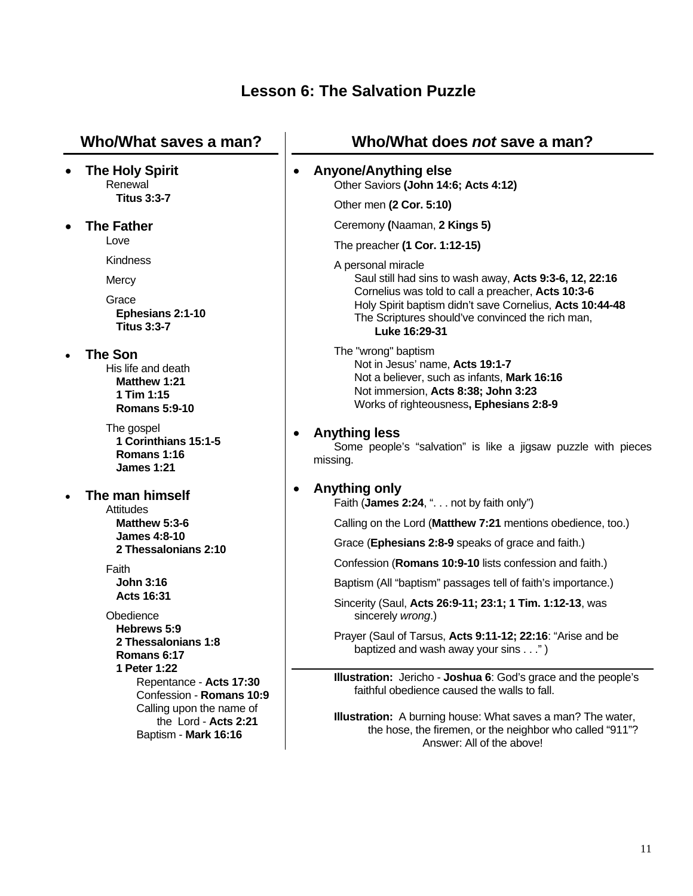# Lesson 6: The Salvation Puzzle

## Who/What saves a man?

- **The Holy Spirit**
  - Renewal
    - **Titus 3:3-7**
- **The Father**
  - Love
  - Kindness
  - Mercy
  - Grace
    - **Ephesians 2:1-10**
    - **Titus 3:3-7**
- **The Son**
  - His life and death
    - **Matthew 1:21**
    - **1 Tim 1:15**
    - **Romans 5:9-10**
  - The gospel
    - **1 Corinthians 15:1-5**
    - **Romans 1:16**
    - **James 1:21**
- **The man himself**
  - Attitudes
    - **Matthew 5:3-6**
    - **James 4:8-10**
    - **2 Thessalonians 2:10**
  - Faith
    - **John 3:16**
    - **Acts 16:31**
  - Obedience
    - **Hebrews 5:9**
    - **2 Thessalonians 1:8**
    - **Romans 6:17**
    - **1 Peter 1:22**
      - Repentance - **Acts 17:30**
      - Confession - **Romans 10:9**
      - Calling upon the name of the Lord - **Acts 2:21**
      - Baptism - **Mark 16:16**

## Who/What does *not* save a man?

- **Anyone/Anything else**
  - Other Saviors **(John 14:6; Acts 4:12)**
  - Other men **(2 Cor. 5:10)**
  - Ceremony **(**Naaman, **2 Kings 5)**
  - The preacher **(1 Cor. 1:12-15)**
  - A personal miracle
    - Saul still had sins to wash away, **Acts 9:3-6, 12, 22:16**
    - Cornelius was told to call a preacher, **Acts 10:3-6**
    - Holy Spirit baptism didn't save Cornelius, **Acts 10:44-48**
    - The Scriptures should've convinced the rich man, **Luke 16:29-31**
  - The "wrong" baptism
    - Not in Jesus' name, **Acts 19:1-7**
    - Not a believer, such as infants, **Mark 16:16**
    - Not immersion, **Acts 8:38; John 3:23**
    - Works of righteousness**, Ephesians 2:8-9**
- **Anything less**
  - Some people's "salvation" is like a jigsaw puzzle with pieces missing.
- **Anything only**
  - Faith (**James 2:24**, ". . . not by faith only")
  - Calling on the Lord (**Matthew 7:21** mentions obedience, too.)
  - Grace (**Ephesians 2:8-9** speaks of grace and faith.)
  - Confession (**Romans 10:9-10** lists confession and faith.)
  - Baptism (All "baptism" passages tell of faith's importance.)
  - Sincerity (Saul, **Acts 26:9-11; 23:1; 1 Tim. 1:12-13**, was sincerely *wrong*.)
  - Prayer (Saul of Tarsus, **Acts 9:11-12; 22:16**: "Arise and be baptized and wash away your sins . . ." )

---

**Illustration:** Jericho - **Joshua 6**: God's grace and the people's faithful obedience caused the walls to fall.

**Illustration:** A burning house: What saves a man? The water, the hose, the firemen, or the neighbor who called "911"? Answer: All of the above!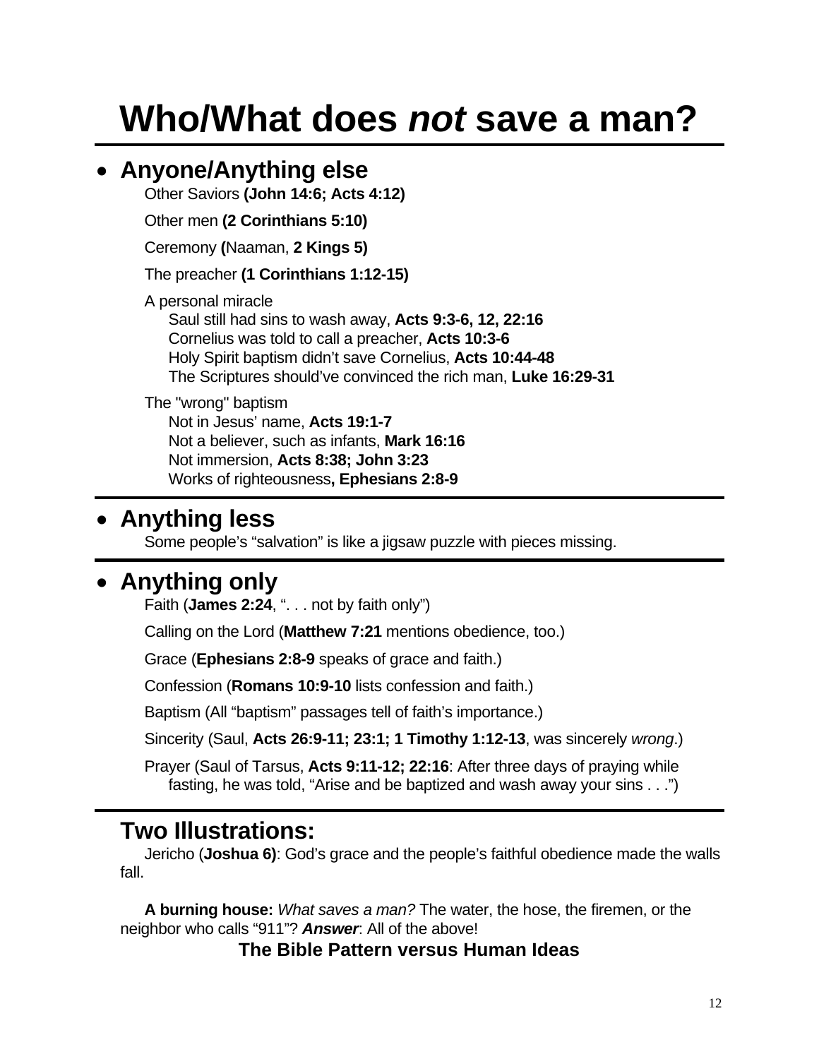# Who/What does *not* save a man?

- ## Anyone/Anything else

Other Saviors **(John 14:6; Acts 4:12)**

Other men **(2 Corinthians 5:10)**

Ceremony **(**Naaman, **2 Kings 5)**

The preacher **(1 Corinthians 1:12-15)**

A personal miracle
    Saul still had sins to wash away, **Acts 9:3-6, 12, 22:16**
    Cornelius was told to call a preacher, **Acts 10:3-6**
    Holy Spirit baptism didn't save Cornelius, **Acts 10:44-48**
    The Scriptures should've convinced the rich man, **Luke 16:29-31**

The "wrong" baptism
    Not in Jesus' name, **Acts 19:1-7**
    Not a believer, such as infants, **Mark 16:16**
    Not immersion, **Acts 8:38; John 3:23**
    Works of righteousness**, Ephesians 2:8-9**

- ## Anything less

Some people's "salvation" is like a jigsaw puzzle with pieces missing.

- ## Anything only

Faith (**James 2:24**, ". . . not by faith only")

Calling on the Lord (**Matthew 7:21** mentions obedience, too.)

Grace (**Ephesians 2:8-9** speaks of grace and faith.)

Confession (**Romans 10:9-10** lists confession and faith.)

Baptism (All "baptism" passages tell of faith's importance.)

Sincerity (Saul, **Acts 26:9-11; 23:1; 1 Timothy 1:12-13**, was sincerely *wrong*.)

Prayer (Saul of Tarsus, **Acts 9:11-12; 22:16**: After three days of praying while fasting, he was told, "Arise and be baptized and wash away your sins . . .")

## Two Illustrations:

Jericho (**Joshua 6)**: God's grace and the people's faithful obedience made the walls fall.

**A burning house:** *What saves a man?* The water, the hose, the firemen, or the neighbor who calls "911"? ***Answer***: All of the above!

**The Bible Pattern versus Human Ideas**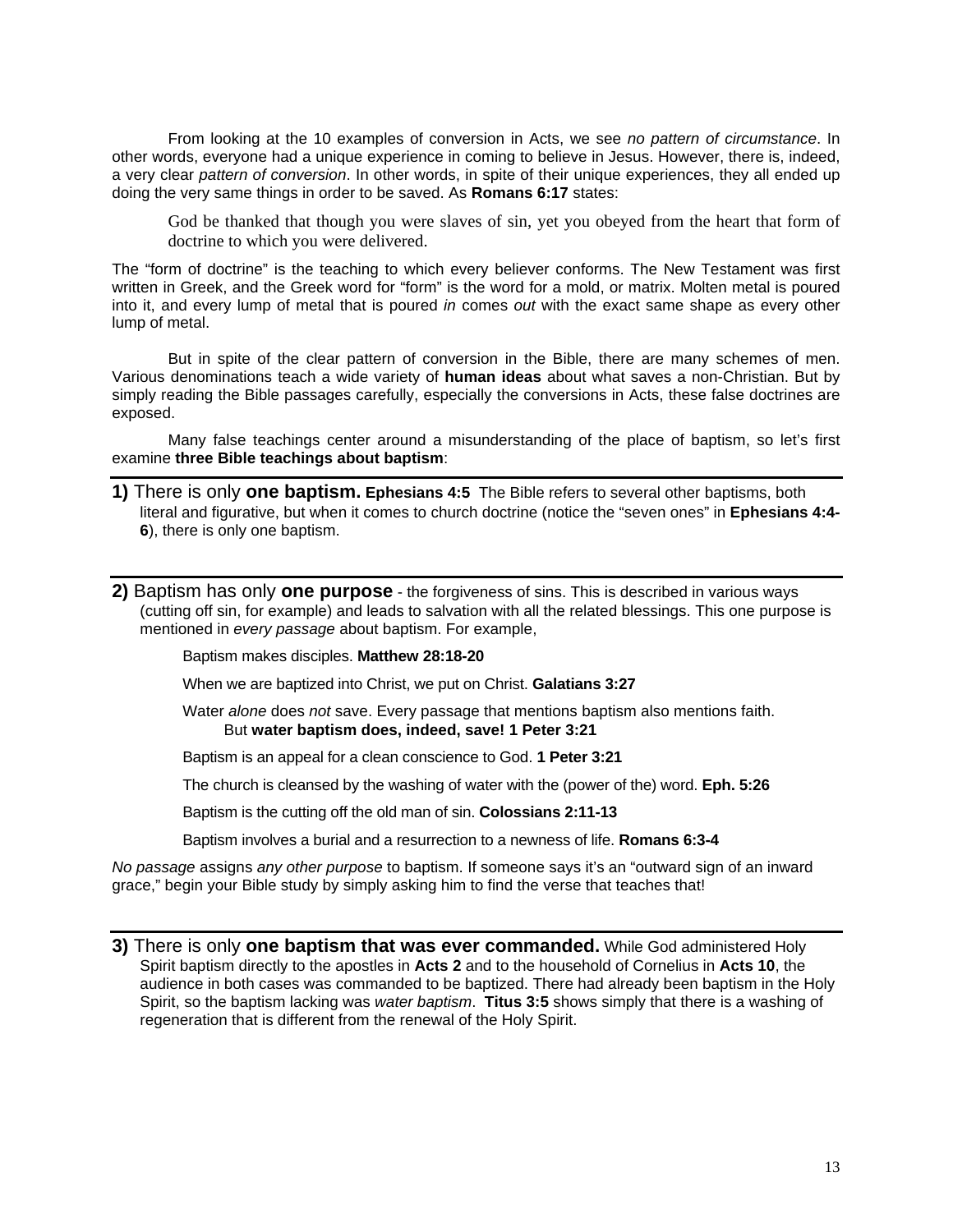From looking at the 10 examples of conversion in Acts, we see *no pattern of circumstance*. In other words, everyone had a unique experience in coming to believe in Jesus. However, there is, indeed, a very clear *pattern of conversion*. In other words, in spite of their unique experiences, they all ended up doing the very same things in order to be saved. As **Romans 6:17** states:

> God be thanked that though you were slaves of sin, yet you obeyed from the heart that form of doctrine to which you were delivered.

The "form of doctrine" is the teaching to which every believer conforms. The New Testament was first written in Greek, and the Greek word for "form" is the word for a mold, or matrix. Molten metal is poured into it, and every lump of metal that is poured *in* comes *out* with the exact same shape as every other lump of metal.

But in spite of the clear pattern of conversion in the Bible, there are many schemes of men. Various denominations teach a wide variety of **human ideas** about what saves a non-Christian. But by simply reading the Bible passages carefully, especially the conversions in Acts, these false doctrines are exposed.

Many false teachings center around a misunderstanding of the place of baptism, so let's first examine **three Bible teachings about baptism**:

---

**1)** There is only **one baptism.** **Ephesians 4:5** The Bible refers to several other baptisms, both literal and figurative, but when it comes to church doctrine (notice the "seven ones" in **Ephesians 4:4-6**), there is only one baptism.

---

**2)** Baptism has only **one purpose** - the forgiveness of sins. This is described in various ways (cutting off sin, for example) and leads to salvation with all the related blessings. This one purpose is mentioned in *every passage* about baptism. For example,

Baptism makes disciples. **Matthew 28:18-20**

When we are baptized into Christ, we put on Christ. **Galatians 3:27**

Water *alone* does *not* save. Every passage that mentions baptism also mentions faith. But **water baptism does, indeed, save! 1 Peter 3:21**

Baptism is an appeal for a clean conscience to God. **1 Peter 3:21**

The church is cleansed by the washing of water with the (power of the) word. **Eph. 5:26**

Baptism is the cutting off the old man of sin. **Colossians 2:11-13**

Baptism involves a burial and a resurrection to a newness of life. **Romans 6:3-4**

*No passage* assigns *any other purpose* to baptism. If someone says it's an "outward sign of an inward grace," begin your Bible study by simply asking him to find the verse that teaches that!

---

**3)** There is only **one baptism that was ever commanded.** While God administered Holy Spirit baptism directly to the apostles in **Acts 2** and to the household of Cornelius in **Acts 10**, the audience in both cases was commanded to be baptized. There had already been baptism in the Holy Spirit, so the baptism lacking was *water baptism*. **Titus 3:5** shows simply that there is a washing of regeneration that is different from the renewal of the Holy Spirit.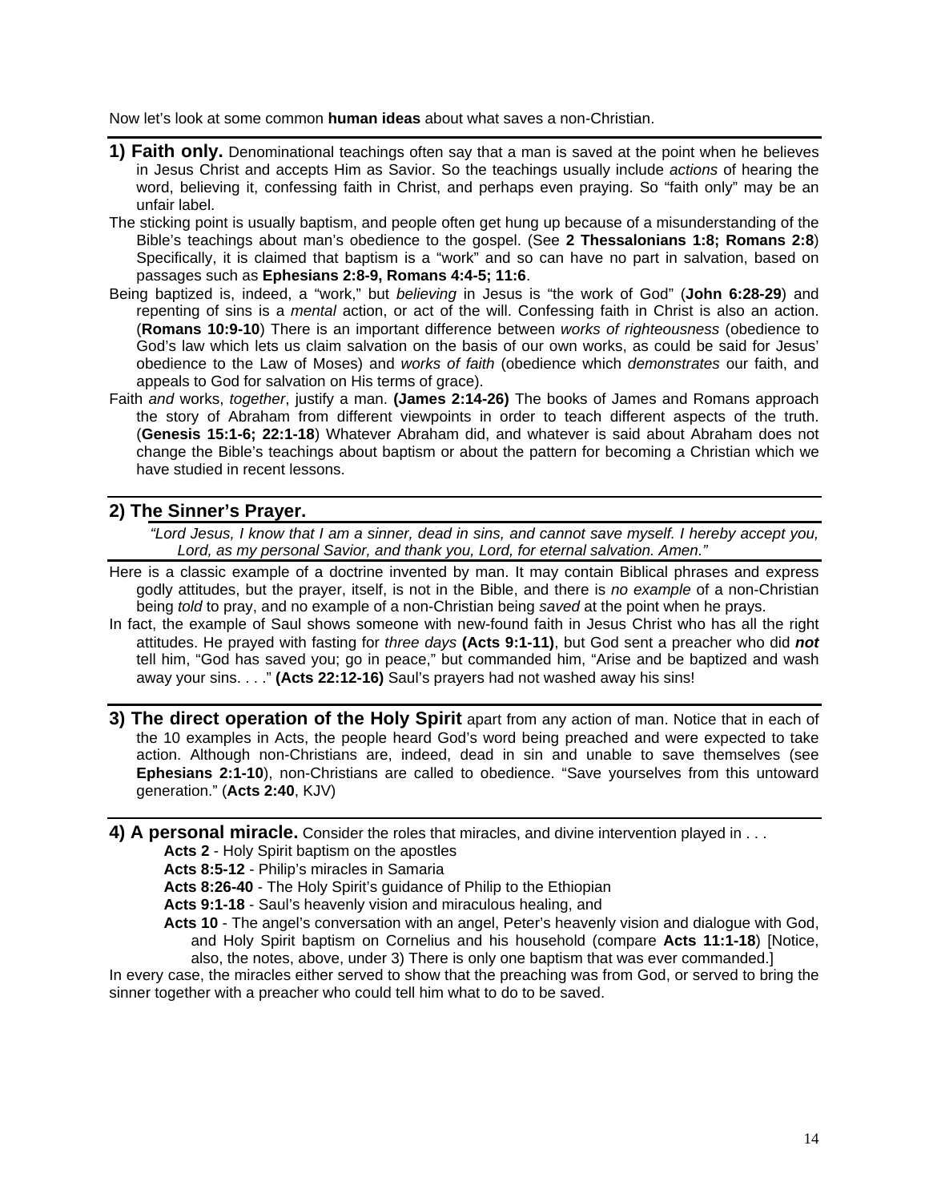Now let's look at some common **human ideas** about what saves a non-Christian.

**1) Faith only.** Denominational teachings often say that a man is saved at the point when he believes in Jesus Christ and accepts Him as Savior. So the teachings usually include *actions* of hearing the word, believing it, confessing faith in Christ, and perhaps even praying. So "faith only" may be an unfair label.

The sticking point is usually baptism, and people often get hung up because of a misunderstanding of the Bible's teachings about man's obedience to the gospel. (See **2 Thessalonians 1:8; Romans 2:8**) Specifically, it is claimed that baptism is a "work" and so can have no part in salvation, based on passages such as **Ephesians 2:8-9, Romans 4:4-5; 11:6**.

Being baptized is, indeed, a "work," but *believing* in Jesus is "the work of God" (**John 6:28-29**) and repenting of sins is a *mental* action, or act of the will. Confessing faith in Christ is also an action. (**Romans 10:9-10**) There is an important difference between *works of righteousness* (obedience to God's law which lets us claim salvation on the basis of our own works, as could be said for Jesus' obedience to the Law of Moses) and *works of faith* (obedience which *demonstrates* our faith, and appeals to God for salvation on His terms of grace).

Faith *and* works, *together*, justify a man. **(James 2:14-26)** The books of James and Romans approach the story of Abraham from different viewpoints in order to teach different aspects of the truth. (**Genesis 15:1-6; 22:1-18**) Whatever Abraham did, and whatever is said about Abraham does not change the Bible's teachings about baptism or about the pattern for becoming a Christian which we have studied in recent lessons.

## 2) The Sinner's Prayer.

*"Lord Jesus, I know that I am a sinner, dead in sins, and cannot save myself. I hereby accept you, Lord, as my personal Savior, and thank you, Lord, for eternal salvation. Amen."*

Here is a classic example of a doctrine invented by man. It may contain Biblical phrases and express godly attitudes, but the prayer, itself, is not in the Bible, and there is *no example* of a non-Christian being *told* to pray, and no example of a non-Christian being *saved* at the point when he prays.

In fact, the example of Saul shows someone with new-found faith in Jesus Christ who has all the right attitudes. He prayed with fasting for *three days* **(Acts 9:1-11)**, but God sent a preacher who did ***not*** tell him, "God has saved you; go in peace," but commanded him, "Arise and be baptized and wash away your sins. . . ." **(Acts 22:12-16)** Saul's prayers had not washed away his sins!

**3) The direct operation of the Holy Spirit** apart from any action of man. Notice that in each of the 10 examples in Acts, the people heard God's word being preached and were expected to take action. Although non-Christians are, indeed, dead in sin and unable to save themselves (see **Ephesians 2:1-10**), non-Christians are called to obedience. "Save yourselves from this untoward generation." (**Acts 2:40**, KJV)

**4) A personal miracle.** Consider the roles that miracles, and divine intervention played in . . .

- **Acts 2** - Holy Spirit baptism on the apostles
- **Acts 8:5-12** - Philip's miracles in Samaria
- **Acts 8:26-40** - The Holy Spirit's guidance of Philip to the Ethiopian
- **Acts 9:1-18** - Saul's heavenly vision and miraculous healing, and
- **Acts 10** - The angel's conversation with an angel, Peter's heavenly vision and dialogue with God, and Holy Spirit baptism on Cornelius and his household (compare **Acts 11:1-18**) [Notice, also, the notes, above, under 3) There is only one baptism that was ever commanded.]

In every case, the miracles either served to show that the preaching was from God, or served to bring the sinner together with a preacher who could tell him what to do to be saved.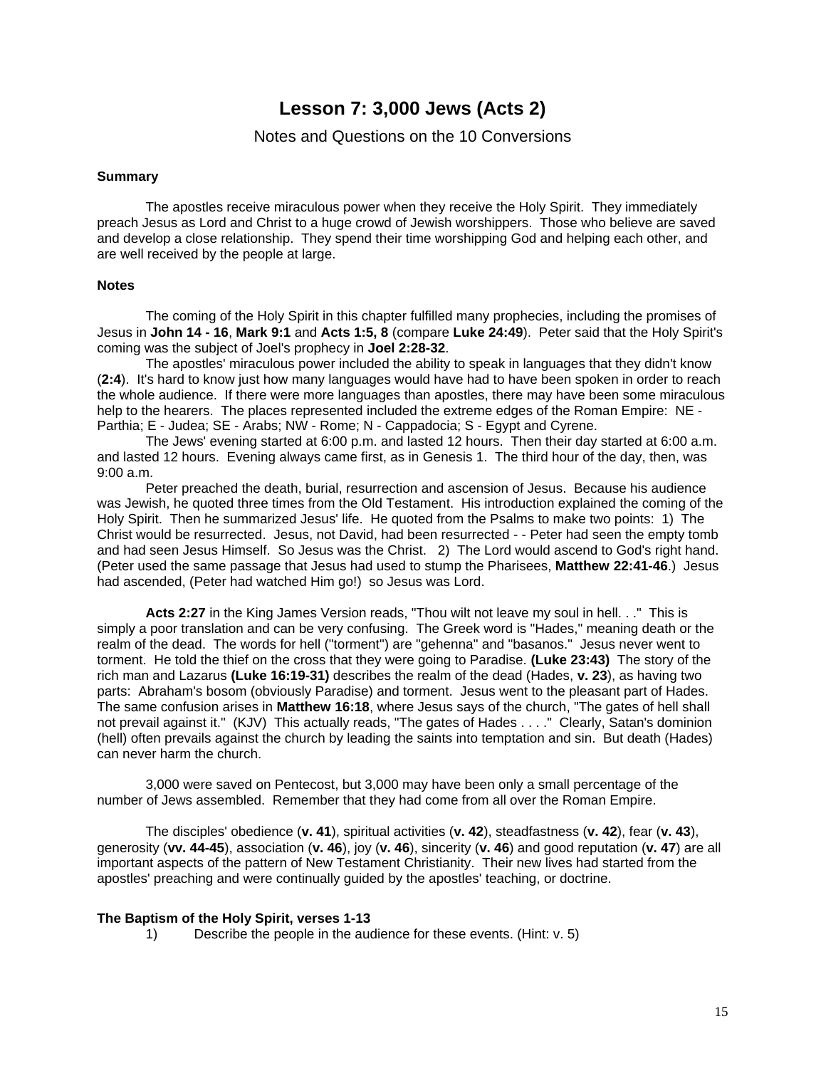# Lesson 7: 3,000 Jews (Acts 2)

Notes and Questions on the 10 Conversions

**Summary**

The apostles receive miraculous power when they receive the Holy Spirit. They immediately preach Jesus as Lord and Christ to a huge crowd of Jewish worshippers. Those who believe are saved and develop a close relationship. They spend their time worshipping God and helping each other, and are well received by the people at large.

**Notes**

The coming of the Holy Spirit in this chapter fulfilled many prophecies, including the promises of Jesus in **John 14 - 16**, **Mark 9:1** and **Acts 1:5, 8** (compare **Luke 24:49**). Peter said that the Holy Spirit's coming was the subject of Joel's prophecy in **Joel 2:28-32**.

The apostles' miraculous power included the ability to speak in languages that they didn't know (**2:4**). It's hard to know just how many languages would have had to have been spoken in order to reach the whole audience. If there were more languages than apostles, there may have been some miraculous help to the hearers. The places represented included the extreme edges of the Roman Empire: NE - Parthia; E - Judea; SE - Arabs; NW - Rome; N - Cappadocia; S - Egypt and Cyrene.

The Jews' evening started at 6:00 p.m. and lasted 12 hours. Then their day started at 6:00 a.m. and lasted 12 hours. Evening always came first, as in Genesis 1. The third hour of the day, then, was 9:00 a.m.

Peter preached the death, burial, resurrection and ascension of Jesus. Because his audience was Jewish, he quoted three times from the Old Testament. His introduction explained the coming of the Holy Spirit. Then he summarized Jesus' life. He quoted from the Psalms to make two points: 1) The Christ would be resurrected. Jesus, not David, had been resurrected - - Peter had seen the empty tomb and had seen Jesus Himself. So Jesus was the Christ. 2) The Lord would ascend to God's right hand. (Peter used the same passage that Jesus had used to stump the Pharisees, **Matthew 22:41-46**.) Jesus had ascended, (Peter had watched Him go!) so Jesus was Lord.

**Acts 2:27** in the King James Version reads, "Thou wilt not leave my soul in hell. . ." This is simply a poor translation and can be very confusing. The Greek word is "Hades," meaning death or the realm of the dead. The words for hell ("torment") are "gehenna" and "basanos." Jesus never went to torment. He told the thief on the cross that they were going to Paradise. **(Luke 23:43)** The story of the rich man and Lazarus **(Luke 16:19-31)** describes the realm of the dead (Hades, **v. 23**), as having two parts: Abraham's bosom (obviously Paradise) and torment. Jesus went to the pleasant part of Hades. The same confusion arises in **Matthew 16:18**, where Jesus says of the church, "The gates of hell shall not prevail against it." (KJV) This actually reads, "The gates of Hades . . . ." Clearly, Satan's dominion (hell) often prevails against the church by leading the saints into temptation and sin. But death (Hades) can never harm the church.

3,000 were saved on Pentecost, but 3,000 may have been only a small percentage of the number of Jews assembled. Remember that they had come from all over the Roman Empire.

The disciples' obedience (**v. 41**), spiritual activities (**v. 42**), steadfastness (**v. 42**), fear (**v. 43**), generosity (**vv. 44-45**), association (**v. 46**), joy (**v. 46**), sincerity (**v. 46**) and good reputation (**v. 47**) are all important aspects of the pattern of New Testament Christianity. Their new lives had started from the apostles' preaching and were continually guided by the apostles' teaching, or doctrine.

**The Baptism of the Holy Spirit, verses 1-13**

1) Describe the people in the audience for these events. (Hint: v. 5)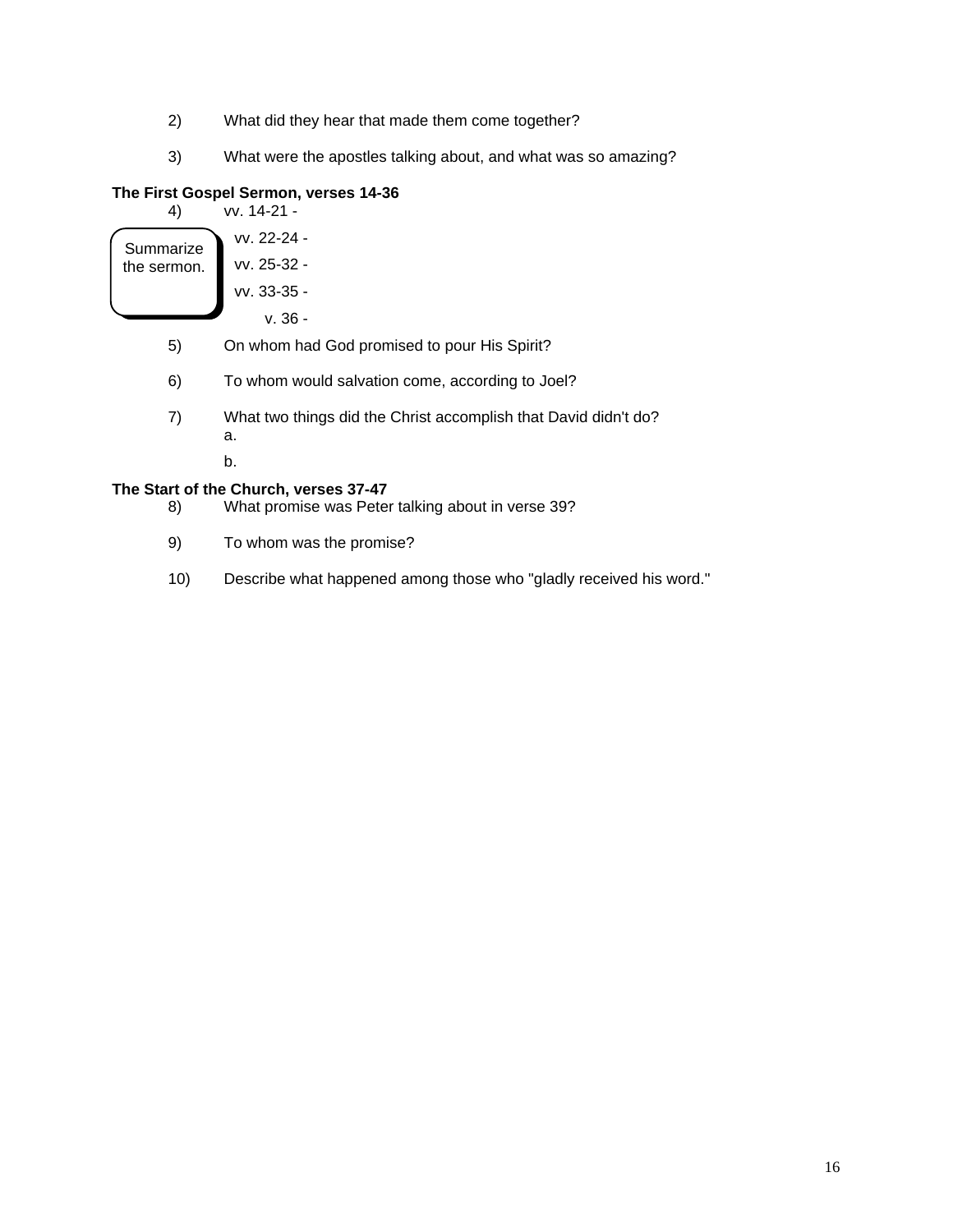2) What did they hear that made them come together?

3) What were the apostles talking about, and what was so amazing?

**The First Gospel Sermon, verses 14-36**

4) Summarize the sermon.

vv. 14-21 -

vv. 22-24 -

vv. 25-32 -

vv. 33-35 -

v. 36 -

5) On whom had God promised to pour His Spirit?

6) To whom would salvation come, according to Joel?

7) What two things did the Christ accomplish that David didn't do?

a.

b.

**The Start of the Church, verses 37-47**

8) What promise was Peter talking about in verse 39?

9) To whom was the promise?

10) Describe what happened among those who "gladly received his word."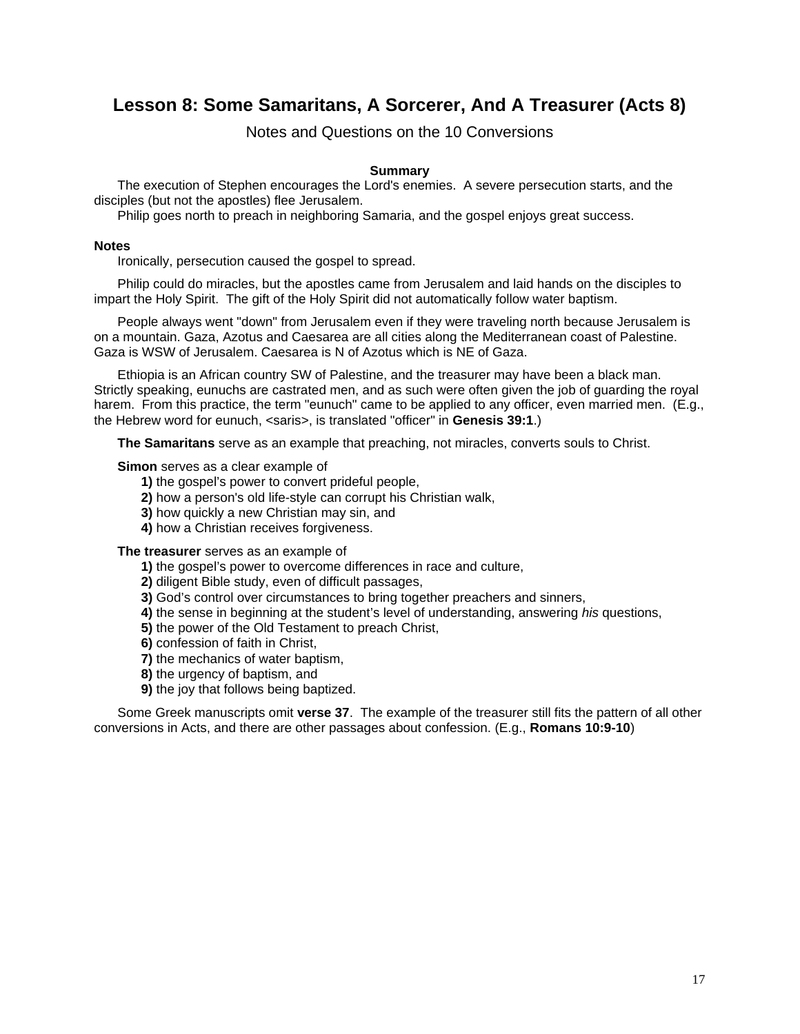# Lesson 8: Some Samaritans, A Sorcerer, And A Treasurer (Acts 8)

Notes and Questions on the 10 Conversions

**Summary**

The execution of Stephen encourages the Lord's enemies. A severe persecution starts, and the disciples (but not the apostles) flee Jerusalem.

Philip goes north to preach in neighboring Samaria, and the gospel enjoys great success.

**Notes**

Ironically, persecution caused the gospel to spread.

Philip could do miracles, but the apostles came from Jerusalem and laid hands on the disciples to impart the Holy Spirit. The gift of the Holy Spirit did not automatically follow water baptism.

People always went "down" from Jerusalem even if they were traveling north because Jerusalem is on a mountain. Gaza, Azotus and Caesarea are all cities along the Mediterranean coast of Palestine. Gaza is WSW of Jerusalem. Caesarea is N of Azotus which is NE of Gaza.

Ethiopia is an African country SW of Palestine, and the treasurer may have been a black man. Strictly speaking, eunuchs are castrated men, and as such were often given the job of guarding the royal harem. From this practice, the term "eunuch" came to be applied to any officer, even married men. (E.g., the Hebrew word for eunuch, <saris>, is translated "officer" in **Genesis 39:1**.)

**The Samaritans** serve as an example that preaching, not miracles, converts souls to Christ.

**Simon** serves as a clear example of

- **1)** the gospel's power to convert prideful people,
- **2)** how a person's old life-style can corrupt his Christian walk,
- **3)** how quickly a new Christian may sin, and
- **4)** how a Christian receives forgiveness.

**The treasurer** serves as an example of

- **1)** the gospel's power to overcome differences in race and culture,
- **2)** diligent Bible study, even of difficult passages,
- **3)** God's control over circumstances to bring together preachers and sinners,
- **4)** the sense in beginning at the student's level of understanding, answering *his* questions,
- **5)** the power of the Old Testament to preach Christ,
- **6)** confession of faith in Christ,
- **7)** the mechanics of water baptism,
- **8)** the urgency of baptism, and
- **9)** the joy that follows being baptized.

Some Greek manuscripts omit **verse 37**. The example of the treasurer still fits the pattern of all other conversions in Acts, and there are other passages about confession. (E.g., **Romans 10:9-10**)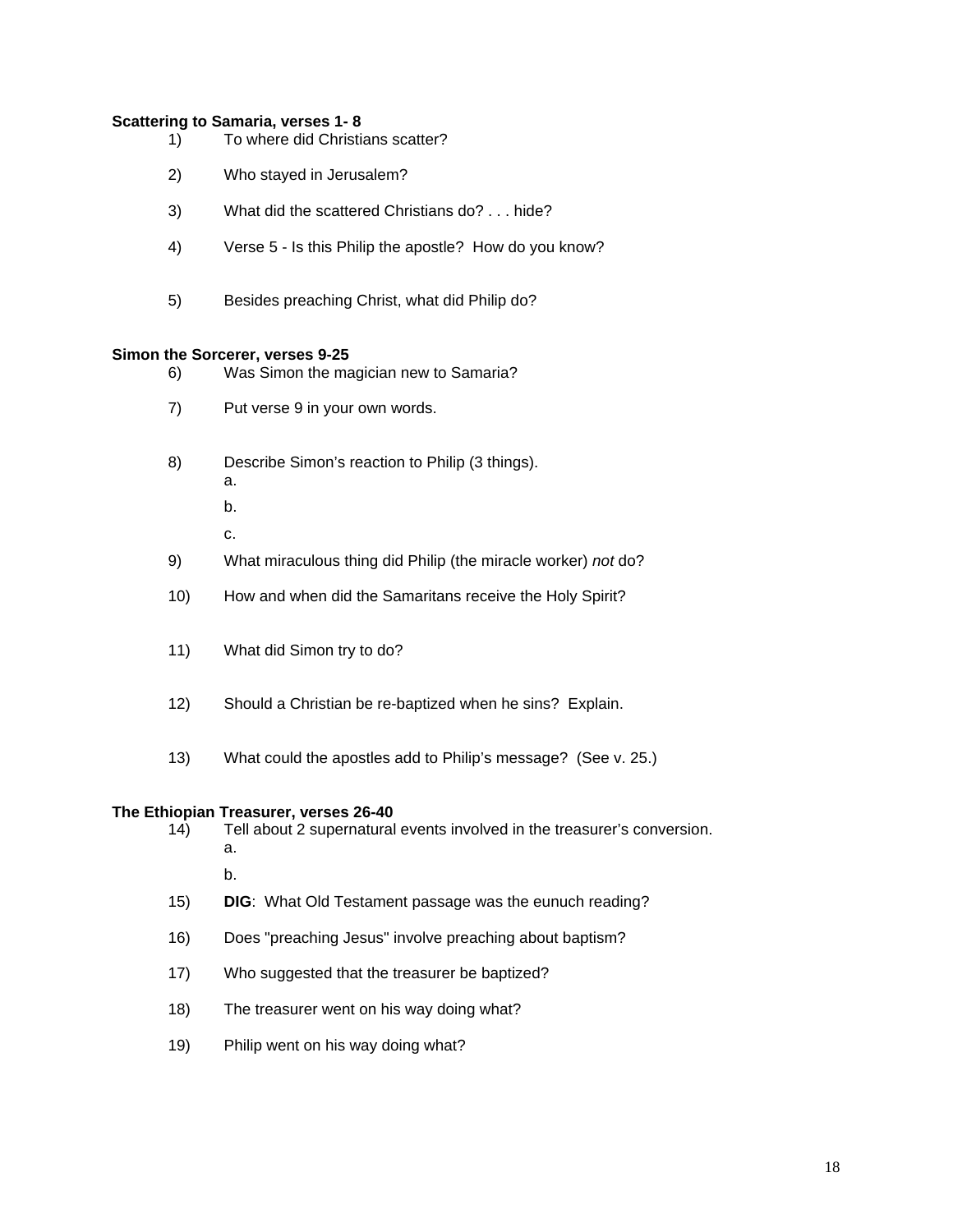**Scattering to Samaria, verses 1- 8**

1) To where did Christians scatter?

2) Who stayed in Jerusalem?

3) What did the scattered Christians do? . . . hide?

4) Verse 5 - Is this Philip the apostle? How do you know?

5) Besides preaching Christ, what did Philip do?

**Simon the Sorcerer, verses 9-25**

6) Was Simon the magician new to Samaria?

7) Put verse 9 in your own words.

8) Describe Simon's reaction to Philip (3 things).
   a.
   b.
   c.

9) What miraculous thing did Philip (the miracle worker) *not* do?

10) How and when did the Samaritans receive the Holy Spirit?

11) What did Simon try to do?

12) Should a Christian be re-baptized when he sins? Explain.

13) What could the apostles add to Philip's message? (See v. 25.)

**The Ethiopian Treasurer, verses 26-40**

14) Tell about 2 supernatural events involved in the treasurer's conversion.
   a.
   b.

15) **DIG**: What Old Testament passage was the eunuch reading?

16) Does "preaching Jesus" involve preaching about baptism?

17) Who suggested that the treasurer be baptized?

18) The treasurer went on his way doing what?

19) Philip went on his way doing what?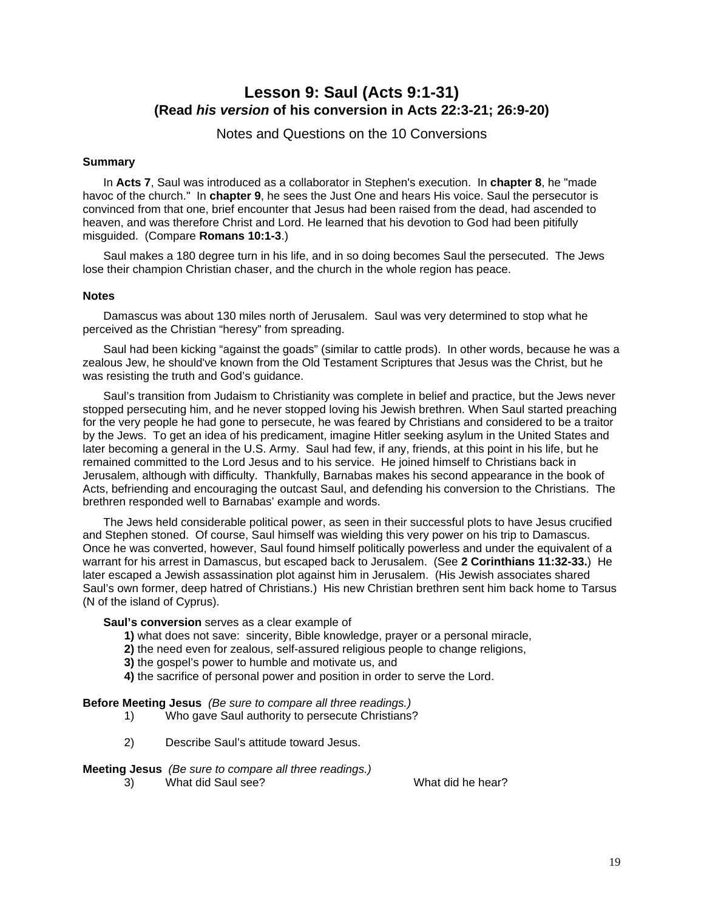# Lesson 9: Saul (Acts 9:1-31)
## (Read *his version* of his conversion in Acts 22:3-21; 26:9-20)

Notes and Questions on the 10 Conversions

**Summary**

In **Acts 7**, Saul was introduced as a collaborator in Stephen's execution. In **chapter 8**, he "made havoc of the church." In **chapter 9**, he sees the Just One and hears His voice. Saul the persecutor is convinced from that one, brief encounter that Jesus had been raised from the dead, had ascended to heaven, and was therefore Christ and Lord. He learned that his devotion to God had been pitifully misguided. (Compare **Romans 10:1-3**.)

Saul makes a 180 degree turn in his life, and in so doing becomes Saul the persecuted. The Jews lose their champion Christian chaser, and the church in the whole region has peace.

**Notes**

Damascus was about 130 miles north of Jerusalem. Saul was very determined to stop what he perceived as the Christian "heresy" from spreading.

Saul had been kicking "against the goads" (similar to cattle prods). In other words, because he was a zealous Jew, he should've known from the Old Testament Scriptures that Jesus was the Christ, but he was resisting the truth and God's guidance.

Saul's transition from Judaism to Christianity was complete in belief and practice, but the Jews never stopped persecuting him, and he never stopped loving his Jewish brethren. When Saul started preaching for the very people he had gone to persecute, he was feared by Christians and considered to be a traitor by the Jews. To get an idea of his predicament, imagine Hitler seeking asylum in the United States and later becoming a general in the U.S. Army. Saul had few, if any, friends, at this point in his life, but he remained committed to the Lord Jesus and to his service. He joined himself to Christians back in Jerusalem, although with difficulty. Thankfully, Barnabas makes his second appearance in the book of Acts, befriending and encouraging the outcast Saul, and defending his conversion to the Christians. The brethren responded well to Barnabas' example and words.

The Jews held considerable political power, as seen in their successful plots to have Jesus crucified and Stephen stoned. Of course, Saul himself was wielding this very power on his trip to Damascus. Once he was converted, however, Saul found himself politically powerless and under the equivalent of a warrant for his arrest in Damascus, but escaped back to Jerusalem. (See **2 Corinthians 11:32-33.**) He later escaped a Jewish assassination plot against him in Jerusalem. (His Jewish associates shared Saul's own former, deep hatred of Christians.) His new Christian brethren sent him back home to Tarsus (N of the island of Cyprus).

**Saul's conversion** serves as a clear example of

**1)** what does not save: sincerity, Bible knowledge, prayer or a personal miracle,
**2)** the need even for zealous, self-assured religious people to change religions,
**3)** the gospel's power to humble and motivate us, and
**4)** the sacrifice of personal power and position in order to serve the Lord.

**Before Meeting Jesus** *(Be sure to compare all three readings.)*

1) Who gave Saul authority to persecute Christians?

2) Describe Saul's attitude toward Jesus.

**Meeting Jesus** *(Be sure to compare all three readings.)*

3) What did Saul see? What did he hear?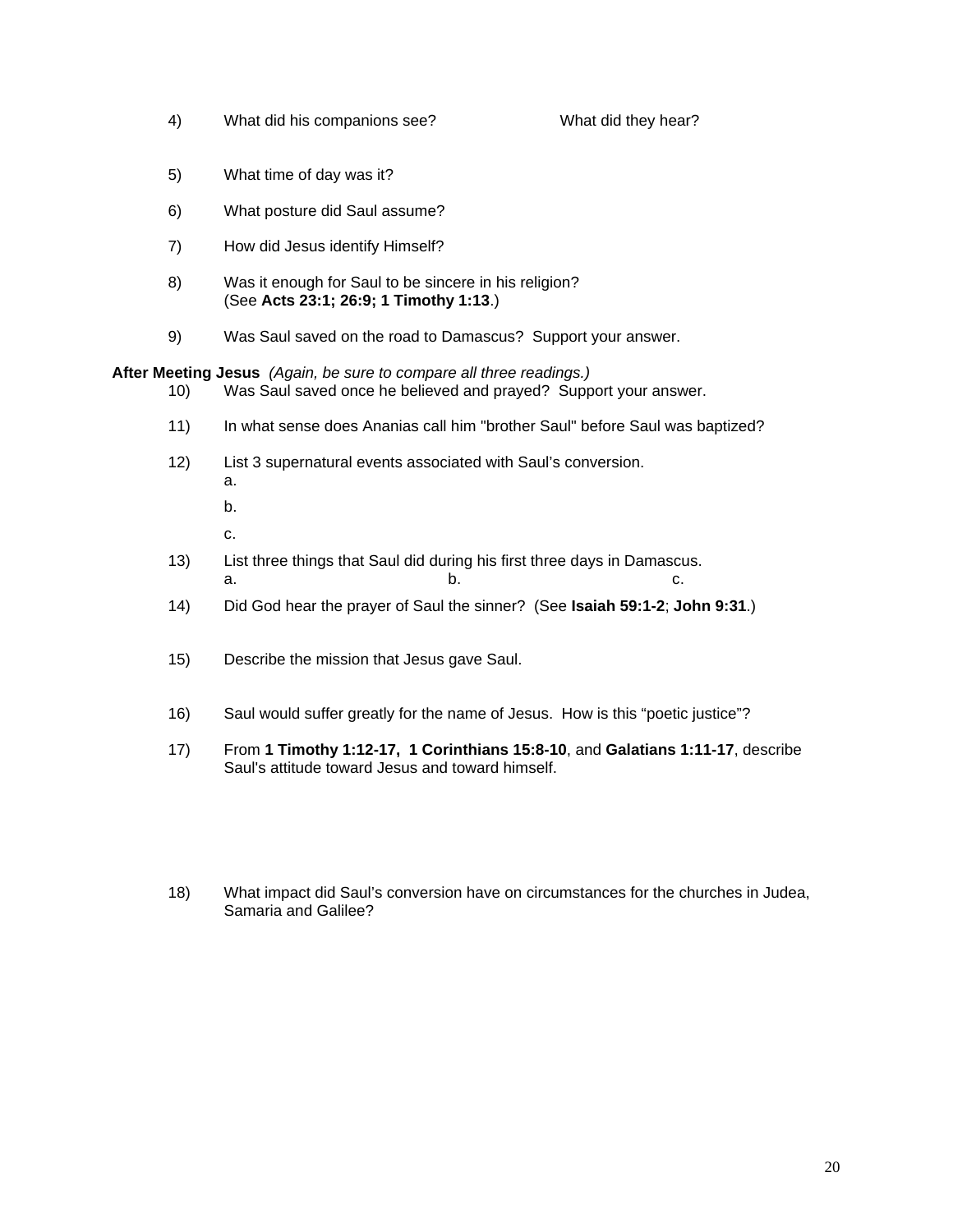4) What did his companions see? What did they hear?

5) What time of day was it?

6) What posture did Saul assume?

7) How did Jesus identify Himself?

8) Was it enough for Saul to be sincere in his religion? (See **Acts 23:1; 26:9; 1 Timothy 1:13**.)

9) Was Saul saved on the road to Damascus? Support your answer.

**After Meeting Jesus** *(Again, be sure to compare all three readings.)*

10) Was Saul saved once he believed and prayed? Support your answer.

11) In what sense does Ananias call him "brother Saul" before Saul was baptized?

12) List 3 supernatural events associated with Saul's conversion.
   a.
   b.
   c.

13) List three things that Saul did during his first three days in Damascus.
   a. b. c.

14) Did God hear the prayer of Saul the sinner? (See **Isaiah 59:1-2**; **John 9:31**.)

15) Describe the mission that Jesus gave Saul.

16) Saul would suffer greatly for the name of Jesus. How is this "poetic justice"?

17) From **1 Timothy 1:12-17, 1 Corinthians 15:8-10**, and **Galatians 1:11-17**, describe Saul's attitude toward Jesus and toward himself.

18) What impact did Saul's conversion have on circumstances for the churches in Judea, Samaria and Galilee?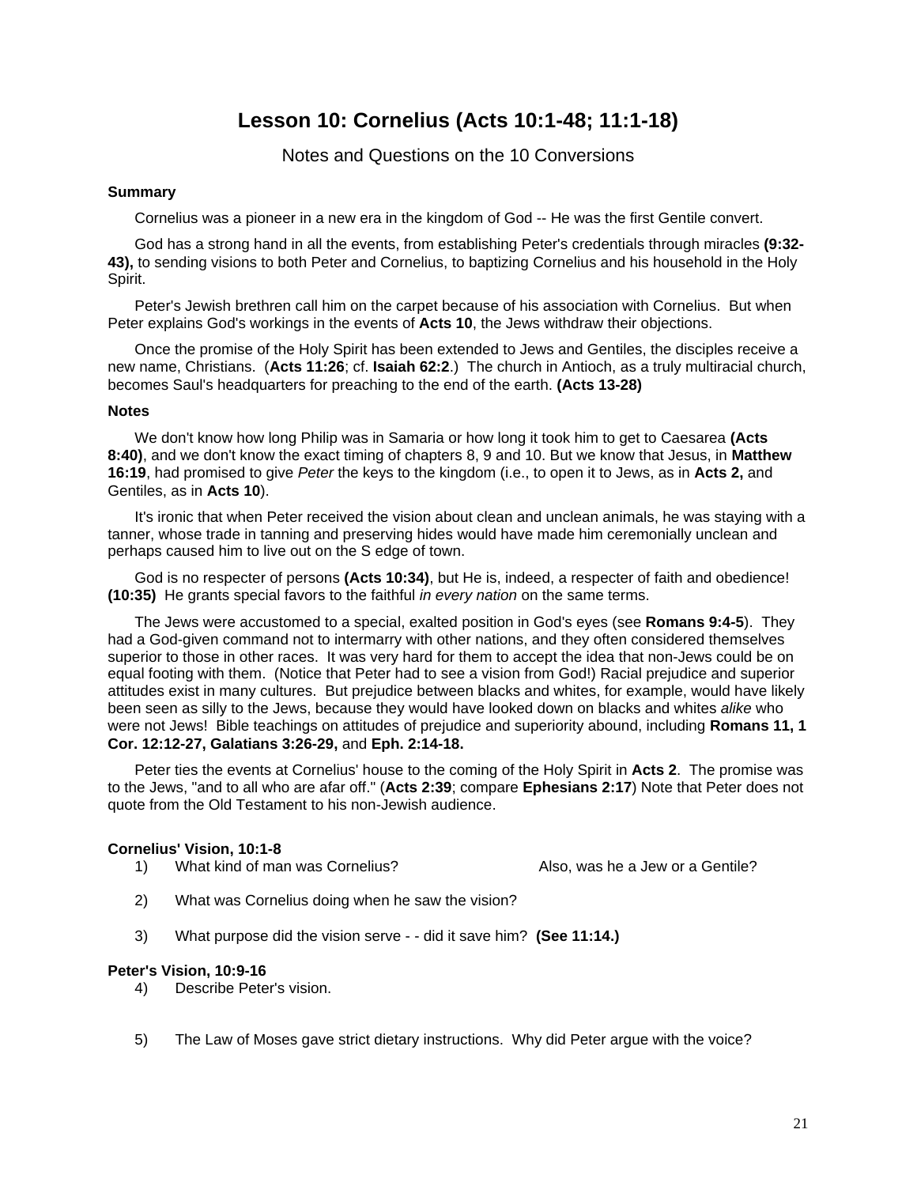# Lesson 10: Cornelius (Acts 10:1-48; 11:1-18)

Notes and Questions on the 10 Conversions

**Summary**

Cornelius was a pioneer in a new era in the kingdom of God -- He was the first Gentile convert.

God has a strong hand in all the events, from establishing Peter's credentials through miracles **(9:32-43),** to sending visions to both Peter and Cornelius, to baptizing Cornelius and his household in the Holy Spirit.

Peter's Jewish brethren call him on the carpet because of his association with Cornelius. But when Peter explains God's workings in the events of **Acts 10**, the Jews withdraw their objections.

Once the promise of the Holy Spirit has been extended to Jews and Gentiles, the disciples receive a new name, Christians. (**Acts 11:26**; cf. **Isaiah 62:2**.) The church in Antioch, as a truly multiracial church, becomes Saul's headquarters for preaching to the end of the earth. **(Acts 13-28)**

**Notes**

We don't know how long Philip was in Samaria or how long it took him to get to Caesarea **(Acts 8:40)**, and we don't know the exact timing of chapters 8, 9 and 10. But we know that Jesus, in **Matthew 16:19**, had promised to give *Peter* the keys to the kingdom (i.e., to open it to Jews, as in **Acts 2,** and Gentiles, as in **Acts 10**).

It's ironic that when Peter received the vision about clean and unclean animals, he was staying with a tanner, whose trade in tanning and preserving hides would have made him ceremonially unclean and perhaps caused him to live out on the S edge of town.

God is no respecter of persons **(Acts 10:34)**, but He is, indeed, a respecter of faith and obedience! **(10:35)** He grants special favors to the faithful *in every nation* on the same terms.

The Jews were accustomed to a special, exalted position in God's eyes (see **Romans 9:4-5**). They had a God-given command not to intermarry with other nations, and they often considered themselves superior to those in other races. It was very hard for them to accept the idea that non-Jews could be on equal footing with them. (Notice that Peter had to see a vision from God!) Racial prejudice and superior attitudes exist in many cultures. But prejudice between blacks and whites, for example, would have likely been seen as silly to the Jews, because they would have looked down on blacks and whites *alike* who were not Jews! Bible teachings on attitudes of prejudice and superiority abound, including **Romans 11, 1 Cor. 12:12-27, Galatians 3:26-29,** and **Eph. 2:14-18.**

Peter ties the events at Cornelius' house to the coming of the Holy Spirit in **Acts 2**. The promise was to the Jews, "and to all who are afar off." (**Acts 2:39**; compare **Ephesians 2:17**) Note that Peter does not quote from the Old Testament to his non-Jewish audience.

**Cornelius' Vision, 10:1-8**

1) What kind of man was Cornelius? Also, was he a Jew or a Gentile?

2) What was Cornelius doing when he saw the vision?

3) What purpose did the vision serve - - did it save him? **(See 11:14.)**

**Peter's Vision, 10:9-16**

4) Describe Peter's vision.

5) The Law of Moses gave strict dietary instructions. Why did Peter argue with the voice?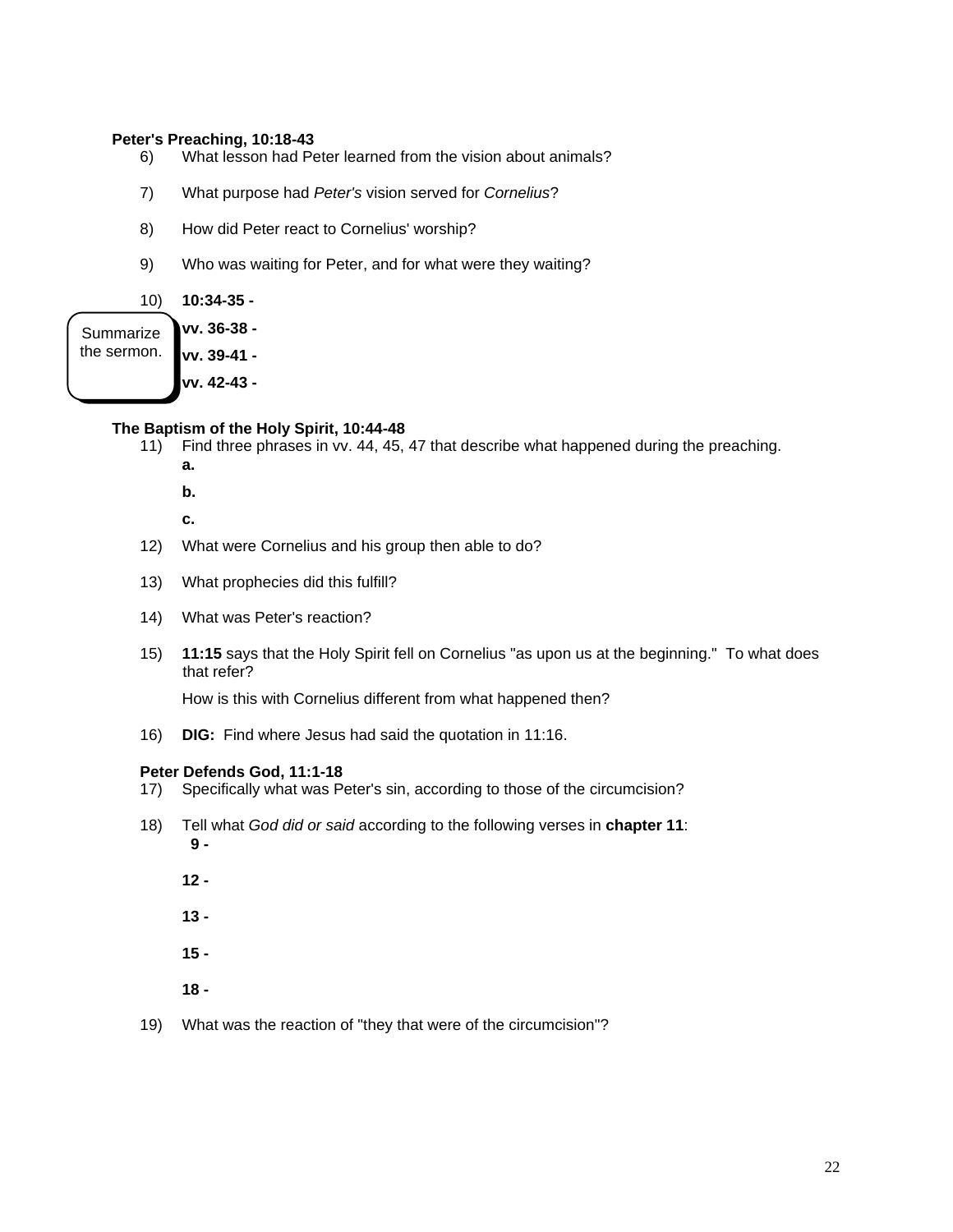**Peter's Preaching, 10:18-43**

6) What lesson had Peter learned from the vision about animals?

7) What purpose had *Peter's* vision served for *Cornelius*?

8) How did Peter react to Cornelius' worship?

9) Who was waiting for Peter, and for what were they waiting?

10) **10:34-35 -**

Summarize the sermon.

**vv. 36-38 -**

**vv. 39-41 -**

**vv. 42-43 -**

**The Baptism of the Holy Spirit, 10:44-48**

11) Find three phrases in vv. 44, 45, 47 that describe what happened during the preaching.

**a.**

**b.**

**c.**

12) What were Cornelius and his group then able to do?

13) What prophecies did this fulfill?

14) What was Peter's reaction?

15) **11:15** says that the Holy Spirit fell on Cornelius "as upon us at the beginning." To what does that refer?

How is this with Cornelius different from what happened then?

16) **DIG:** Find where Jesus had said the quotation in 11:16.

**Peter Defends God, 11:1-18**

17) Specifically what was Peter's sin, according to those of the circumcision?

18) Tell what *God did or said* according to the following verses in **chapter 11**:

**9 -**

**12 -**

**13 -**

**15 -**

**18 -**

19) What was the reaction of "they that were of the circumcision"?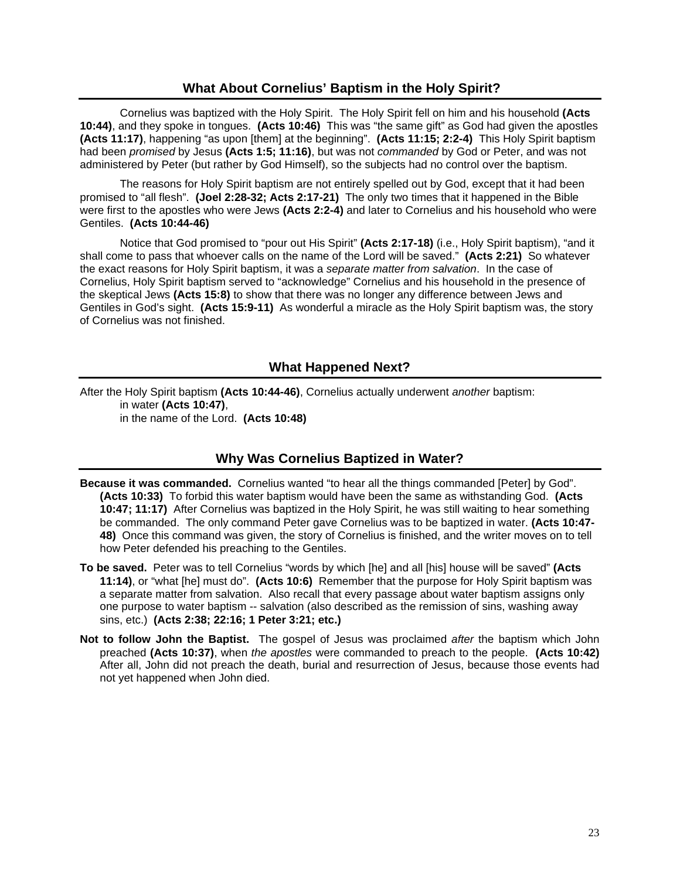## What About Cornelius' Baptism in the Holy Spirit?

Cornelius was baptized with the Holy Spirit. The Holy Spirit fell on him and his household **(Acts 10:44)**, and they spoke in tongues. **(Acts 10:46)** This was "the same gift" as God had given the apostles **(Acts 11:17)**, happening "as upon [them] at the beginning". **(Acts 11:15; 2:2-4)** This Holy Spirit baptism had been *promised* by Jesus **(Acts 1:5; 11:16)**, but was not *commanded* by God or Peter, and was not administered by Peter (but rather by God Himself), so the subjects had no control over the baptism.

The reasons for Holy Spirit baptism are not entirely spelled out by God, except that it had been promised to "all flesh". **(Joel 2:28-32; Acts 2:17-21)** The only two times that it happened in the Bible were first to the apostles who were Jews **(Acts 2:2-4)** and later to Cornelius and his household who were Gentiles. **(Acts 10:44-46)**

Notice that God promised to "pour out His Spirit" **(Acts 2:17-18)** (i.e., Holy Spirit baptism), "and it shall come to pass that whoever calls on the name of the Lord will be saved." **(Acts 2:21)** So whatever the exact reasons for Holy Spirit baptism, it was a *separate matter from salvation*. In the case of Cornelius, Holy Spirit baptism served to "acknowledge" Cornelius and his household in the presence of the skeptical Jews **(Acts 15:8)** to show that there was no longer any difference between Jews and Gentiles in God's sight. **(Acts 15:9-11)** As wonderful a miracle as the Holy Spirit baptism was, the story of Cornelius was not finished.

## What Happened Next?

After the Holy Spirit baptism **(Acts 10:44-46)**, Cornelius actually underwent *another* baptism:

in water **(Acts 10:47)**,

in the name of the Lord. **(Acts 10:48)**

## Why Was Cornelius Baptized in Water?

**Because it was commanded.** Cornelius wanted "to hear all the things commanded [Peter] by God". **(Acts 10:33)** To forbid this water baptism would have been the same as withstanding God. **(Acts 10:47; 11:17)** After Cornelius was baptized in the Holy Spirit, he was still waiting to hear something be commanded. The only command Peter gave Cornelius was to be baptized in water. **(Acts 10:47-48)** Once this command was given, the story of Cornelius is finished, and the writer moves on to tell how Peter defended his preaching to the Gentiles.

**To be saved.** Peter was to tell Cornelius "words by which [he] and all [his] house will be saved" **(Acts 11:14)**, or "what [he] must do". **(Acts 10:6)** Remember that the purpose for Holy Spirit baptism was a separate matter from salvation. Also recall that every passage about water baptism assigns only one purpose to water baptism -- salvation (also described as the remission of sins, washing away sins, etc.) **(Acts 2:38; 22:16; 1 Peter 3:21; etc.)**

**Not to follow John the Baptist.** The gospel of Jesus was proclaimed *after* the baptism which John preached **(Acts 10:37)**, when *the apostles* were commanded to preach to the people. **(Acts 10:42)** After all, John did not preach the death, burial and resurrection of Jesus, because those events had not yet happened when John died.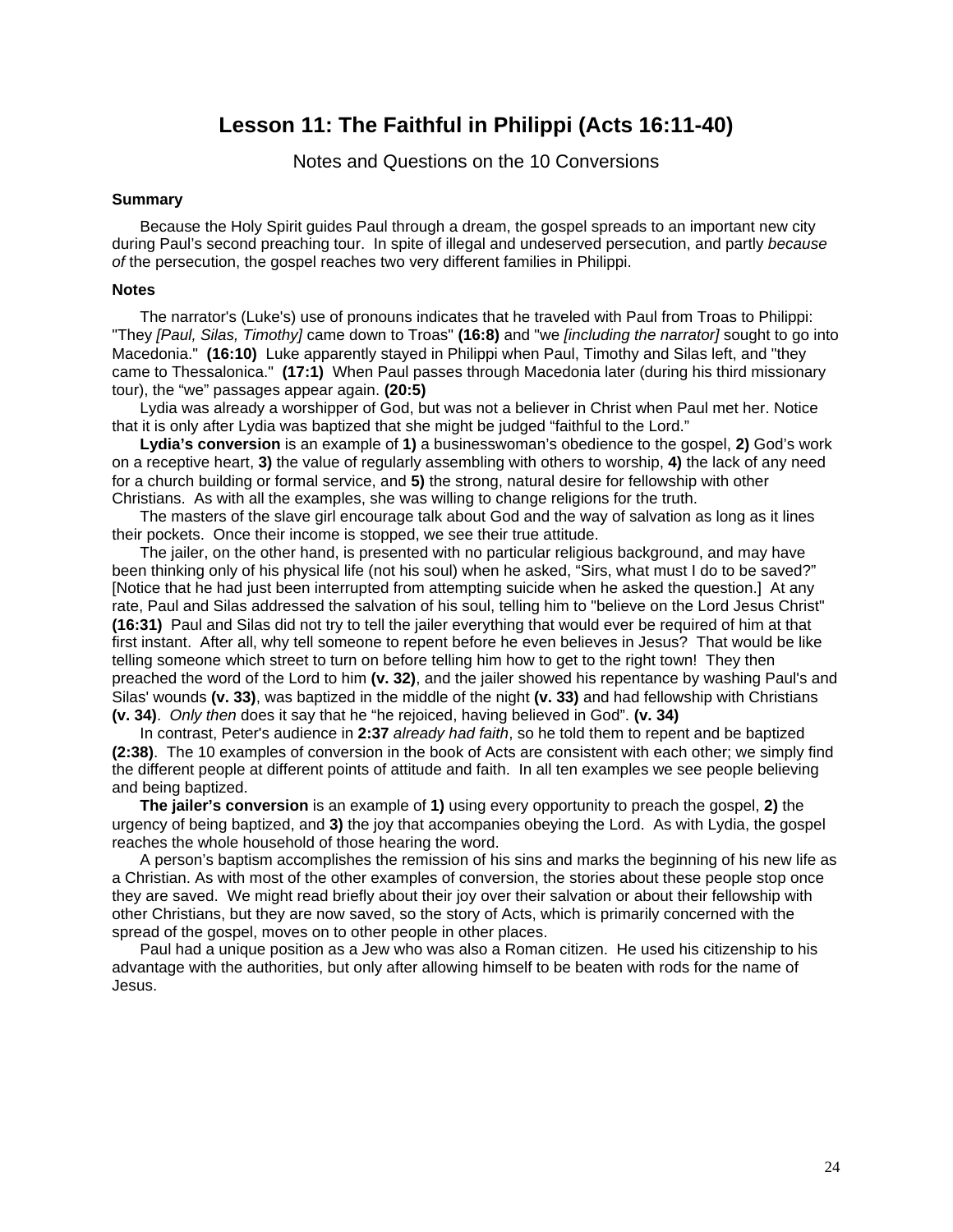# Lesson 11: The Faithful in Philippi (Acts 16:11-40)

Notes and Questions on the 10 Conversions

**Summary**

Because the Holy Spirit guides Paul through a dream, the gospel spreads to an important new city during Paul's second preaching tour. In spite of illegal and undeserved persecution, and partly *because of* the persecution, the gospel reaches two very different families in Philippi.

**Notes**

The narrator's (Luke's) use of pronouns indicates that he traveled with Paul from Troas to Philippi: "They *[Paul, Silas, Timothy]* came down to Troas" **(16:8)** and "we *[including the narrator]* sought to go into Macedonia." **(16:10)** Luke apparently stayed in Philippi when Paul, Timothy and Silas left, and "they came to Thessalonica." **(17:1)** When Paul passes through Macedonia later (during his third missionary tour), the "we" passages appear again. **(20:5)**

Lydia was already a worshipper of God, but was not a believer in Christ when Paul met her. Notice that it is only after Lydia was baptized that she might be judged "faithful to the Lord."

**Lydia's conversion** is an example of **1)** a businesswoman's obedience to the gospel, **2)** God's work on a receptive heart, **3)** the value of regularly assembling with others to worship, **4)** the lack of any need for a church building or formal service, and **5)** the strong, natural desire for fellowship with other Christians. As with all the examples, she was willing to change religions for the truth.

The masters of the slave girl encourage talk about God and the way of salvation as long as it lines their pockets. Once their income is stopped, we see their true attitude.

The jailer, on the other hand, is presented with no particular religious background, and may have been thinking only of his physical life (not his soul) when he asked, "Sirs, what must I do to be saved?" [Notice that he had just been interrupted from attempting suicide when he asked the question.] At any rate, Paul and Silas addressed the salvation of his soul, telling him to "believe on the Lord Jesus Christ" **(16:31)** Paul and Silas did not try to tell the jailer everything that would ever be required of him at that first instant. After all, why tell someone to repent before he even believes in Jesus? That would be like telling someone which street to turn on before telling him how to get to the right town! They then preached the word of the Lord to him **(v. 32)**, and the jailer showed his repentance by washing Paul's and Silas' wounds **(v. 33)**, was baptized in the middle of the night **(v. 33)** and had fellowship with Christians **(v. 34)**. *Only then* does it say that he "he rejoiced, having believed in God". **(v. 34)**

In contrast, Peter's audience in **2:37** *already had faith*, so he told them to repent and be baptized **(2:38)**. The 10 examples of conversion in the book of Acts are consistent with each other; we simply find the different people at different points of attitude and faith. In all ten examples we see people believing and being baptized.

**The jailer's conversion** is an example of **1)** using every opportunity to preach the gospel, **2)** the urgency of being baptized, and **3)** the joy that accompanies obeying the Lord. As with Lydia, the gospel reaches the whole household of those hearing the word.

A person's baptism accomplishes the remission of his sins and marks the beginning of his new life as a Christian. As with most of the other examples of conversion, the stories about these people stop once they are saved. We might read briefly about their joy over their salvation or about their fellowship with other Christians, but they are now saved, so the story of Acts, which is primarily concerned with the spread of the gospel, moves on to other people in other places.

Paul had a unique position as a Jew who was also a Roman citizen. He used his citizenship to his advantage with the authorities, but only after allowing himself to be beaten with rods for the name of Jesus.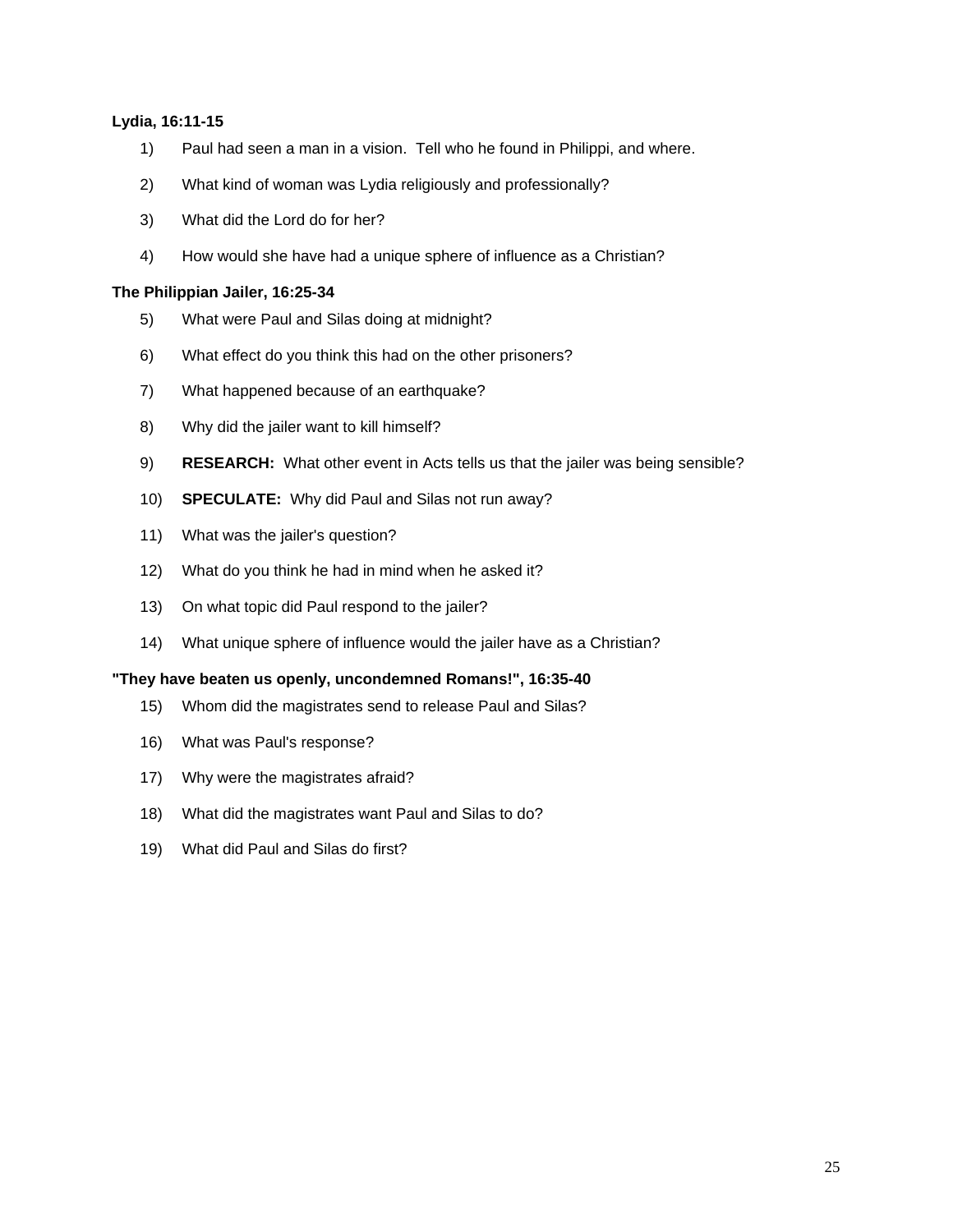**Lydia, 16:11-15**

1) Paul had seen a man in a vision. Tell who he found in Philippi, and where.

2) What kind of woman was Lydia religiously and professionally?

3) What did the Lord do for her?

4) How would she have had a unique sphere of influence as a Christian?

**The Philippian Jailer, 16:25-34**

5) What were Paul and Silas doing at midnight?

6) What effect do you think this had on the other prisoners?

7) What happened because of an earthquake?

8) Why did the jailer want to kill himself?

9) **RESEARCH:** What other event in Acts tells us that the jailer was being sensible?

10) **SPECULATE:** Why did Paul and Silas not run away?

11) What was the jailer's question?

12) What do you think he had in mind when he asked it?

13) On what topic did Paul respond to the jailer?

14) What unique sphere of influence would the jailer have as a Christian?

**"They have beaten us openly, uncondemned Romans!", 16:35-40**

15) Whom did the magistrates send to release Paul and Silas?

16) What was Paul's response?

17) Why were the magistrates afraid?

18) What did the magistrates want Paul and Silas to do?

19) What did Paul and Silas do first?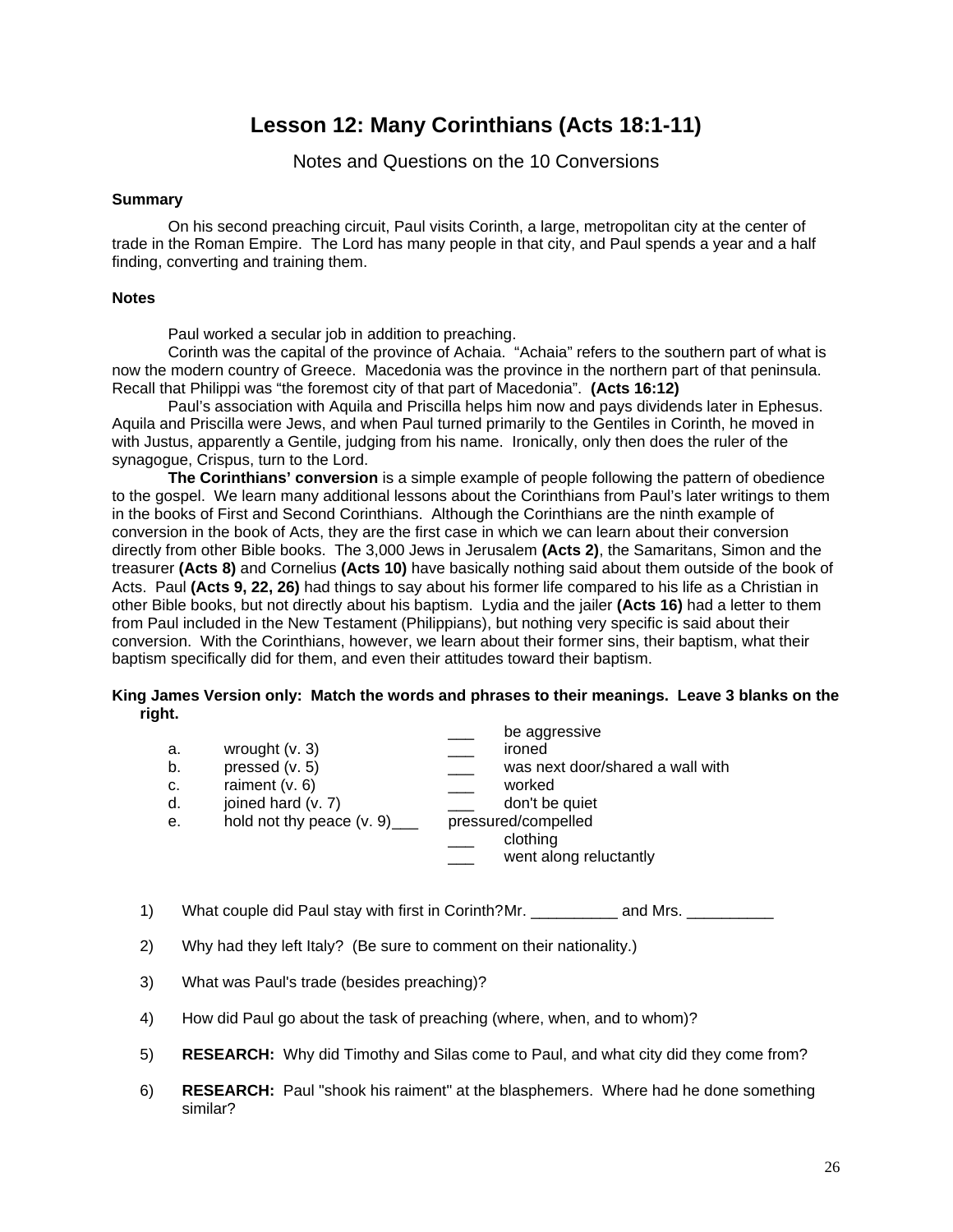# Lesson 12: Many Corinthians (Acts 18:1-11)

Notes and Questions on the 10 Conversions

**Summary**

On his second preaching circuit, Paul visits Corinth, a large, metropolitan city at the center of trade in the Roman Empire. The Lord has many people in that city, and Paul spends a year and a half finding, converting and training them.

**Notes**

Paul worked a secular job in addition to preaching.

Corinth was the capital of the province of Achaia. "Achaia" refers to the southern part of what is now the modern country of Greece. Macedonia was the province in the northern part of that peninsula. Recall that Philippi was "the foremost city of that part of Macedonia". **(Acts 16:12)**

Paul's association with Aquila and Priscilla helps him now and pays dividends later in Ephesus. Aquila and Priscilla were Jews, and when Paul turned primarily to the Gentiles in Corinth, he moved in with Justus, apparently a Gentile, judging from his name. Ironically, only then does the ruler of the synagogue, Crispus, turn to the Lord.

**The Corinthians' conversion** is a simple example of people following the pattern of obedience to the gospel. We learn many additional lessons about the Corinthians from Paul's later writings to them in the books of First and Second Corinthians. Although the Corinthians are the ninth example of conversion in the book of Acts, they are the first case in which we can learn about their conversion directly from other Bible books. The 3,000 Jews in Jerusalem **(Acts 2)**, the Samaritans, Simon and the treasurer **(Acts 8)** and Cornelius **(Acts 10)** have basically nothing said about them outside of the book of Acts. Paul **(Acts 9, 22, 26)** had things to say about his former life compared to his life as a Christian in other Bible books, but not directly about his baptism. Lydia and the jailer **(Acts 16)** had a letter to them from Paul included in the New Testament (Philippians), but nothing very specific is said about their conversion. With the Corinthians, however, we learn about their former sins, their baptism, what their baptism specifically did for them, and even their attitudes toward their baptism.

**King James Version only: Match the words and phrases to their meanings. Leave 3 blanks on the right.**

| | | | |
|---|---|---|---|
| | | ___ | be aggressive |
| a. | wrought (v. 3) | ___ | ironed |
| b. | pressed (v. 5) | ___ | was next door/shared a wall with |
| c. | raiment (v. 6) | ___ | worked |
| d. | joined hard (v. 7) | ___ | don't be quiet |
| e. | hold not thy peace (v. 9) | ___ | pressured/compelled |
| | | ___ | clothing |
| | | ___ | went along reluctantly |

1) What couple did Paul stay with first in Corinth? Mr. __________ and Mrs. __________

2) Why had they left Italy? (Be sure to comment on their nationality.)

3) What was Paul's trade (besides preaching)?

4) How did Paul go about the task of preaching (where, when, and to whom)?

5) **RESEARCH:** Why did Timothy and Silas come to Paul, and what city did they come from?

6) **RESEARCH:** Paul "shook his raiment" at the blasphemers. Where had he done something similar?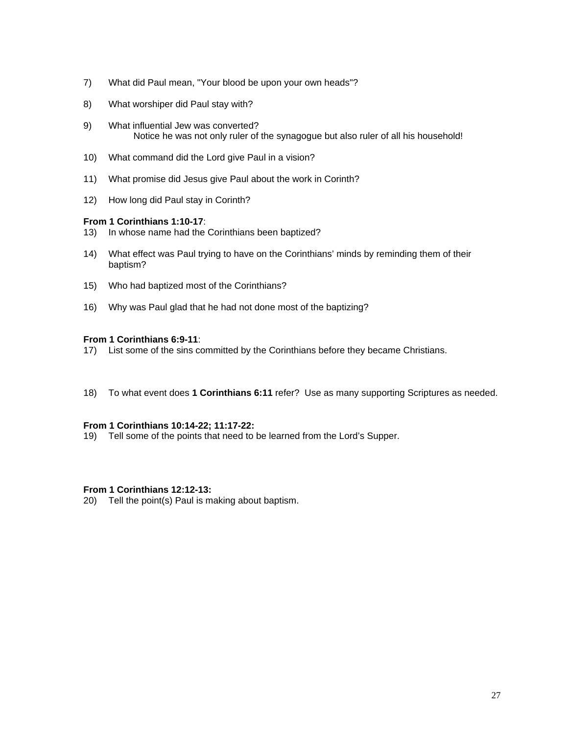7) What did Paul mean, "Your blood be upon your own heads"?

8) What worshiper did Paul stay with?

9) What influential Jew was converted?
   Notice he was not only ruler of the synagogue but also ruler of all his household!

10) What command did the Lord give Paul in a vision?

11) What promise did Jesus give Paul about the work in Corinth?

12) How long did Paul stay in Corinth?

**From 1 Corinthians 1:10-17**:

13) In whose name had the Corinthians been baptized?

14) What effect was Paul trying to have on the Corinthians' minds by reminding them of their baptism?

15) Who had baptized most of the Corinthians?

16) Why was Paul glad that he had not done most of the baptizing?

**From 1 Corinthians 6:9-11**:

17) List some of the sins committed by the Corinthians before they became Christians.

18) To what event does **1 Corinthians 6:11** refer? Use as many supporting Scriptures as needed.

**From 1 Corinthians 10:14-22; 11:17-22:**

19) Tell some of the points that need to be learned from the Lord's Supper.

**From 1 Corinthians 12:12-13:**

20) Tell the point(s) Paul is making about baptism.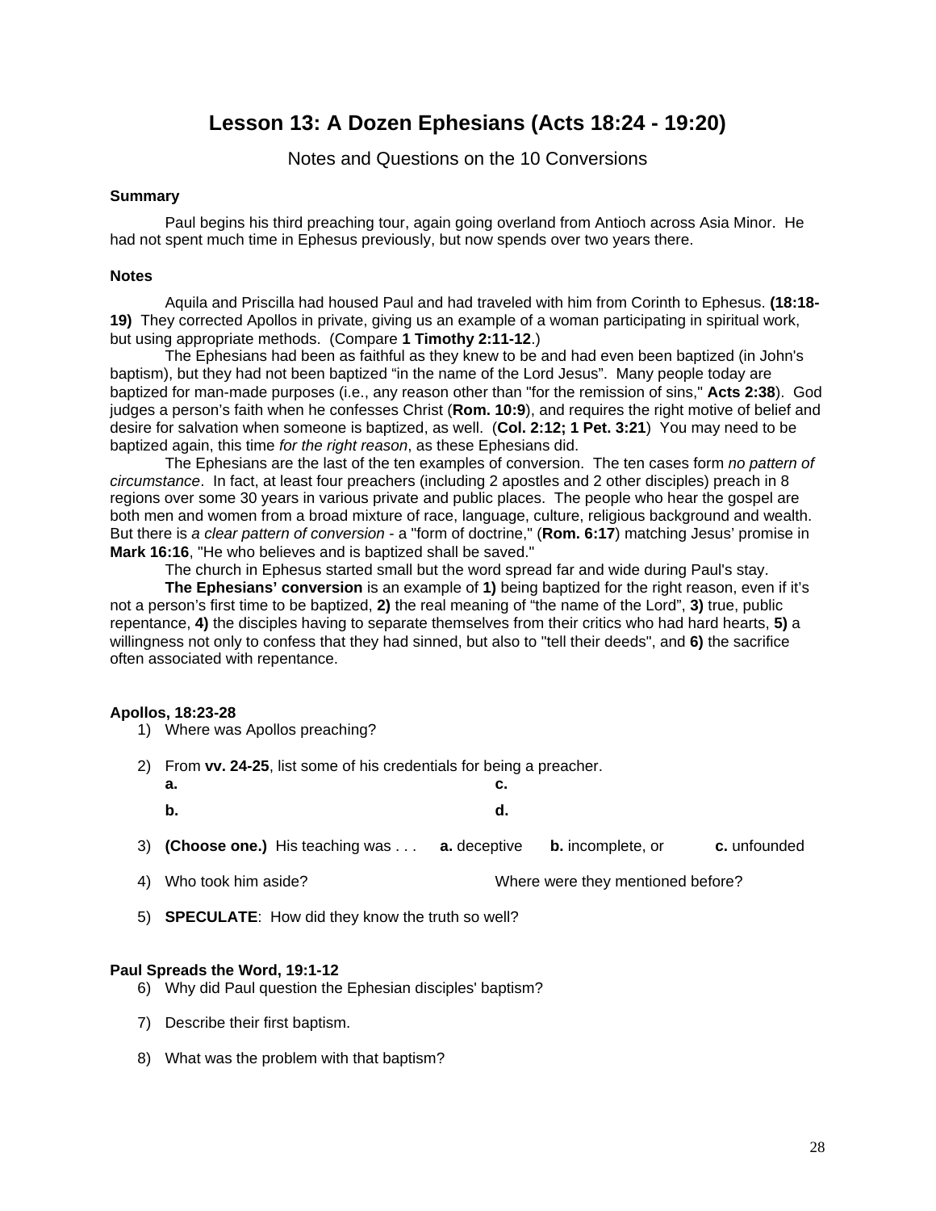# Lesson 13: A Dozen Ephesians (Acts 18:24 - 19:20)

Notes and Questions on the 10 Conversions

### Summary

Paul begins his third preaching tour, again going overland from Antioch across Asia Minor. He had not spent much time in Ephesus previously, but now spends over two years there.

### Notes

Aquila and Priscilla had housed Paul and had traveled with him from Corinth to Ephesus. **(18:18-19)** They corrected Apollos in private, giving us an example of a woman participating in spiritual work, but using appropriate methods. (Compare **1 Timothy 2:11-12**.)

The Ephesians had been as faithful as they knew to be and had even been baptized (in John's baptism), but they had not been baptized "in the name of the Lord Jesus". Many people today are baptized for man-made purposes (i.e., any reason other than "for the remission of sins," **Acts 2:38**). God judges a person's faith when he confesses Christ (**Rom. 10:9**), and requires the right motive of belief and desire for salvation when someone is baptized, as well. (**Col. 2:12; 1 Pet. 3:21**) You may need to be baptized again, this time *for the right reason*, as these Ephesians did.

The Ephesians are the last of the ten examples of conversion. The ten cases form *no pattern of circumstance*. In fact, at least four preachers (including 2 apostles and 2 other disciples) preach in 8 regions over some 30 years in various private and public places. The people who hear the gospel are both men and women from a broad mixture of race, language, culture, religious background and wealth. But there is *a clear pattern of conversion* - a "form of doctrine," (**Rom. 6:17**) matching Jesus' promise in **Mark 16:16**, "He who believes and is baptized shall be saved."

The church in Ephesus started small but the word spread far and wide during Paul's stay.

**The Ephesians' conversion** is an example of **1)** being baptized for the right reason, even if it's not a person's first time to be baptized, **2)** the real meaning of "the name of the Lord", **3)** true, public repentance, **4)** the disciples having to separate themselves from their critics who had hard hearts, **5)** a willingness not only to confess that they had sinned, but also to "tell their deeds", and **6)** the sacrifice often associated with repentance.

**Apollos, 18:23-28**

1) Where was Apollos preaching?

2) From **vv. 24-25**, list some of his credentials for being a preacher.

   **a.** &nbsp;&nbsp;&nbsp;&nbsp;&nbsp;&nbsp;&nbsp;&nbsp; **c.**

   **b.** &nbsp;&nbsp;&nbsp;&nbsp;&nbsp;&nbsp;&nbsp;&nbsp; **d.**

3) **(Choose one.)** His teaching was . . . **a.** deceptive **b.** incomplete, or **c.** unfounded

4) Who took him aside? Where were they mentioned before?

5) **SPECULATE**: How did they know the truth so well?

**Paul Spreads the Word, 19:1-12**

6) Why did Paul question the Ephesian disciples' baptism?

7) Describe their first baptism.

8) What was the problem with that baptism?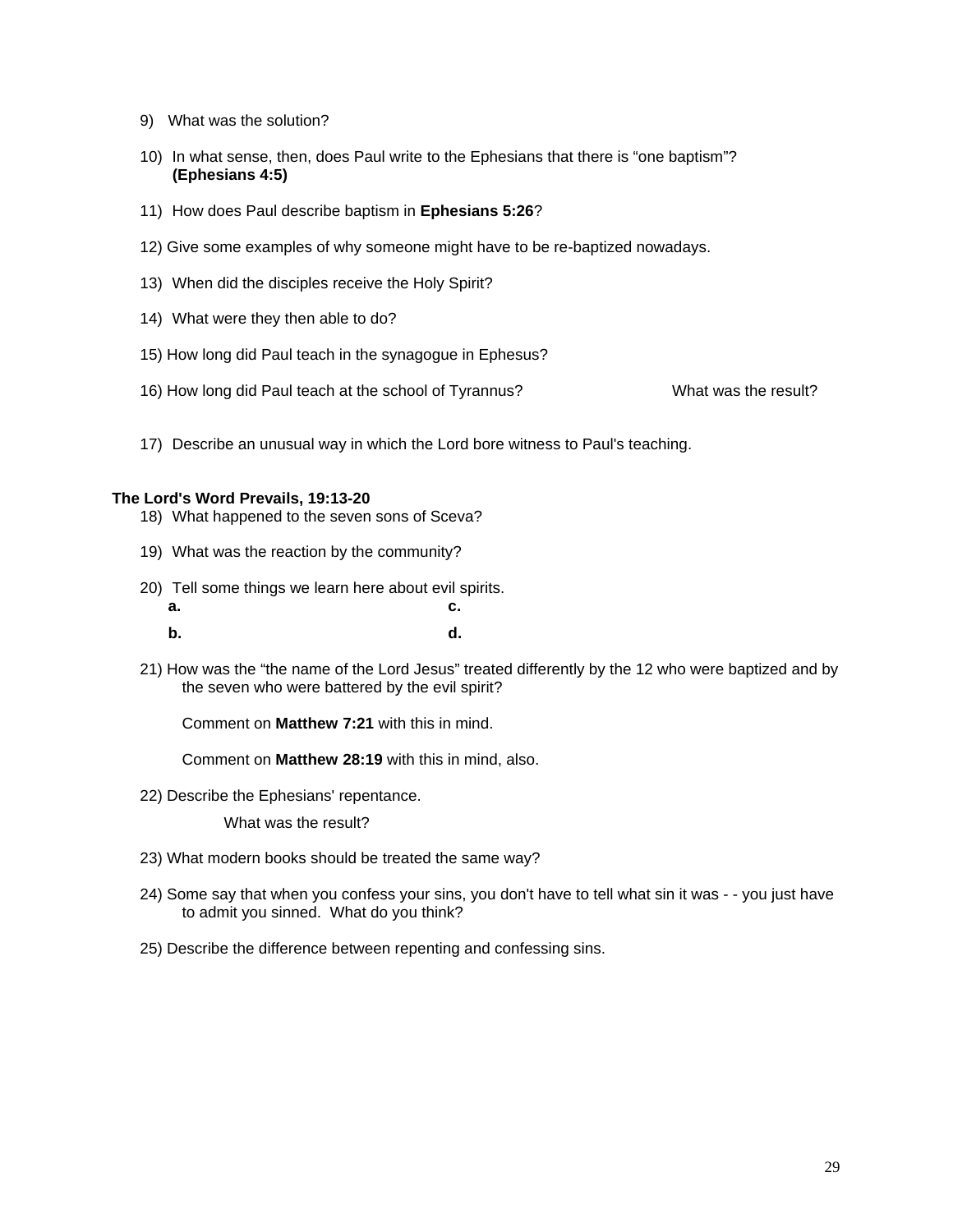9) What was the solution?

10) In what sense, then, does Paul write to the Ephesians that there is "one baptism"? **(Ephesians 4:5)**

11) How does Paul describe baptism in **Ephesians 5:26**?

12) Give some examples of why someone might have to be re-baptized nowadays.

13) When did the disciples receive the Holy Spirit?

14) What were they then able to do?

15) How long did Paul teach in the synagogue in Ephesus?

16) How long did Paul teach at the school of Tyrannus? What was the result?

17) Describe an unusual way in which the Lord bore witness to Paul's teaching.

**The Lord's Word Prevails, 19:13-20**

18) What happened to the seven sons of Sceva?

19) What was the reaction by the community?

20) Tell some things we learn here about evil spirits.

**a.**

**b.**

**c.**

**d.**

21) How was the "the name of the Lord Jesus" treated differently by the 12 who were baptized and by the seven who were battered by the evil spirit?

Comment on **Matthew 7:21** with this in mind.

Comment on **Matthew 28:19** with this in mind, also.

22) Describe the Ephesians' repentance.

What was the result?

23) What modern books should be treated the same way?

24) Some say that when you confess your sins, you don't have to tell what sin it was - - you just have to admit you sinned. What do you think?

25) Describe the difference between repenting and confessing sins.